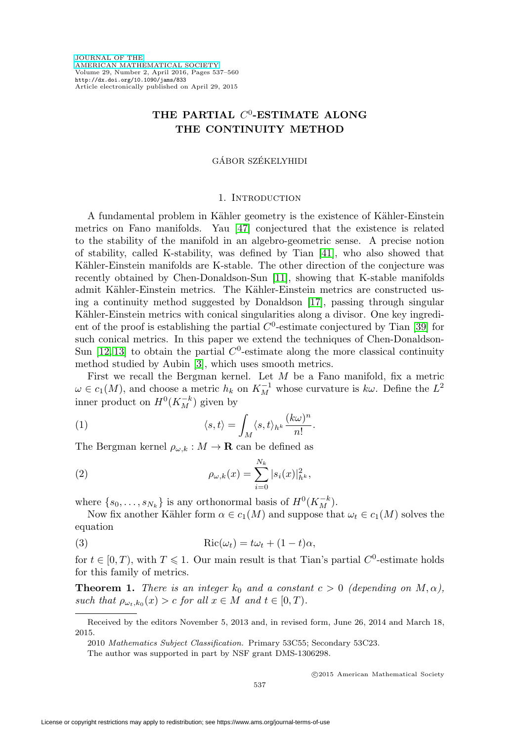# THE PARTIAL $C^0$-ESTIMATE ALONG THE CONTINUITY METHOD

GÁBOR SZÉKELYHIDI

## 1. Introduction

A fundamental problem in Kähler geometry is the existence of Kähler-Einstein metrics on Fano manifolds. Yau [47] conjectured that the existence is related to the stability of the manifold in an algebro-geometric sense. A precise notion of stability, called K-stability, was defined by Tian [41], who also showed that Kähler-Einstein manifolds are K-stable. The other direction of the conjecture was recently obtained by Chen-Donaldson-Sun [11], showing that K-stable manifolds admit Kähler-Einstein metrics. The Kähler-Einstein metrics are constructed using a continuity method suggested by Donaldson [17], passing through singular Kähler-Einstein metrics with conical singularities along a divisor. One key ingredient of the proof is establishing the partial $C^0$-estimate conjectured by Tian [39] for such conical metrics. In this paper we extend the techniques of Chen-Donaldson-Sun [12,13] to obtain the partial $C^0$-estimate along the more classical continuity method studied by Aubin [3], which uses smooth metrics.

First we recall the Bergman kernel. Let $M$ be a Fano manifold, fix a metric $\omega \in c_1(M)$, and choose a metric $h_k$ on $K_M^{-1}$ whose curvature is $k\omega$. Define the $L^2$ inner product on $H^0(K_M^{-k})$ given by

$$\langle s, t\rangle = \int_M \langle s, t\rangle_{h^k} \frac{(k\omega)^n}{n!}. \tag{1}$$

The Bergman kernel $\rho_{\omega,k} : M \to \mathbf{R}$ can be defined as

$$\rho_{\omega,k}(x) = \sum_{i=0}^{N_k} |s_i(x)|^2_{h^k}, \tag{2}$$

where $\{s_0, \ldots, s_{N_k}\}$ is any orthonormal basis of $H^0(K_M^{-k})$.

Now fix another Kähler form $\alpha \in c_1(M)$ and suppose that $\omega_t \in c_1(M)$ solves the equation

$$\mathrm{Ric}(\omega_t) = t\omega_t + (1-t)\alpha, \tag{3}$$

for $t \in [0, T)$, with $T \leqslant 1$. Our main result is that Tian's partial $C^0$-estimate holds for this family of metrics.

**Theorem 1.** *There is an integer $k_0$ and a constant $c > 0$ (depending on $M, \alpha$), such that $\rho_{\omega_t,k_0}(x) > c$ for all $x \in M$ and $t \in [0, T)$.*

---

Received by the editors November 5, 2013 and, in revised form, June 26, 2014 and March 18, 2015.

2010 *Mathematics Subject Classification.* Primary 53C55; Secondary 53C23.

The author was supported in part by NSF grant DMS-1306298.

©2015 American Mathematical Society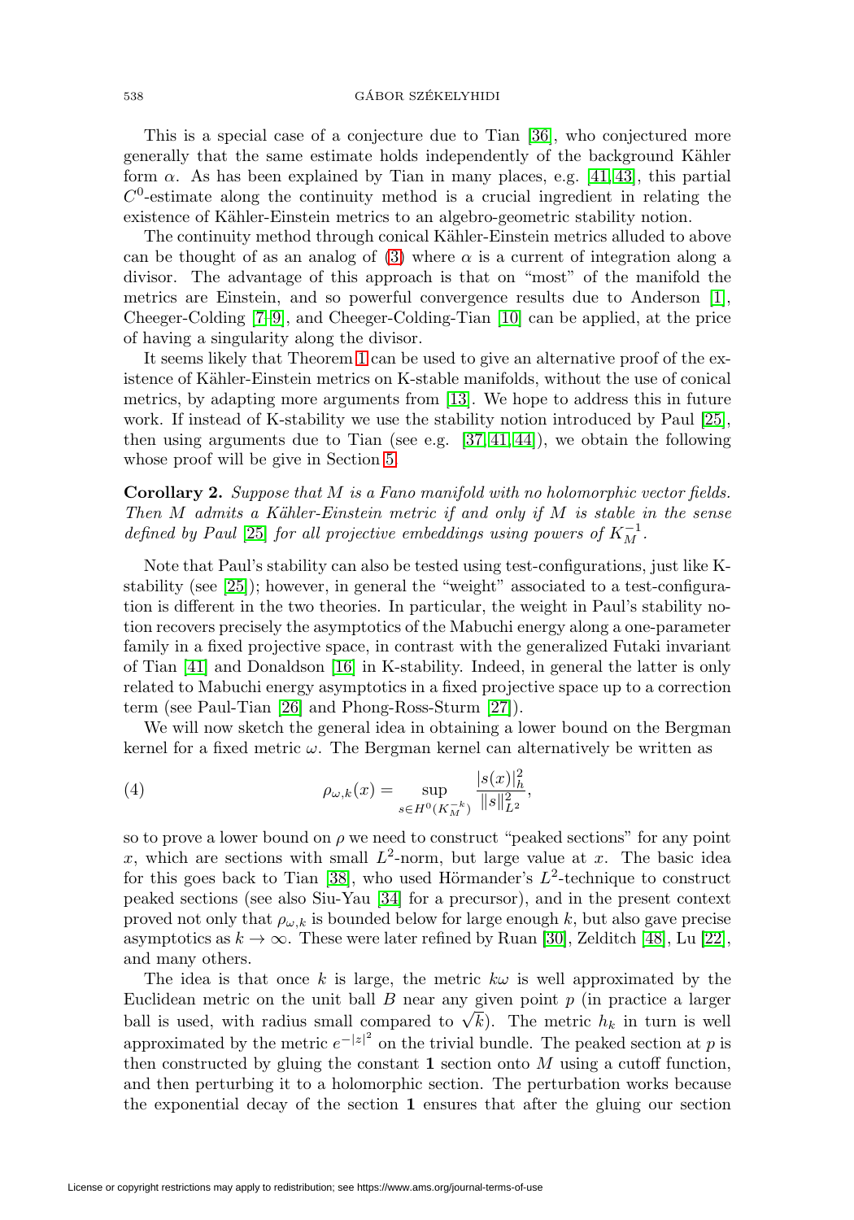This is a special case of a conjecture due to Tian [36], who conjectured more generally that the same estimate holds independently of the background Kähler form $\alpha$. As has been explained by Tian in many places, e.g. [41, 43], this partial $C^0$-estimate along the continuity method is a crucial ingredient in relating the existence of Kähler-Einstein metrics to an algebro-geometric stability notion.

The continuity method through conical Kähler-Einstein metrics alluded to above can be thought of as an analog of (3) where $\alpha$ is a current of integration along a divisor. The advantage of this approach is that on "most" of the manifold the metrics are Einstein, and so powerful convergence results due to Anderson [1], Cheeger-Colding [7–9], and Cheeger-Colding-Tian [10] can be applied, at the price of having a singularity along the divisor.

It seems likely that Theorem 1 can be used to give an alternative proof of the existence of Kähler-Einstein metrics on K-stable manifolds, without the use of conical metrics, by adapting more arguments from [13]. We hope to address this in future work. If instead of K-stability we use the stability notion introduced by Paul [25], then using arguments due to Tian (see e.g. [37, 41, 44]), we obtain the following whose proof will be give in Section 5.

**Corollary 2.** *Suppose that $M$ is a Fano manifold with no holomorphic vector fields. Then $M$ admits a Kähler-Einstein metric if and only if $M$ is stable in the sense defined by Paul [25] for all projective embeddings using powers of $K_M^{-1}$.*

Note that Paul's stability can also be tested using test-configurations, just like K-stability (see [25]); however, in general the "weight" associated to a test-configuration is different in the two theories. In particular, the weight in Paul's stability notion recovers precisely the asymptotics of the Mabuchi energy along a one-parameter family in a fixed projective space, in contrast with the generalized Futaki invariant of Tian [41] and Donaldson [16] in K-stability. Indeed, in general the latter is only related to Mabuchi energy asymptotics in a fixed projective space up to a correction term (see Paul-Tian [26] and Phong-Ross-Sturm [27]).

We will now sketch the general idea in obtaining a lower bound on the Bergman kernel for a fixed metric $\omega$. The Bergman kernel can alternatively be written as

$$\rho_{\omega,k}(x) = \sup_{s\in H^0(K_M^{-k})} \frac{|s(x)|_h^2}{\|s\|_{L^2}^2}, \tag{4}$$

so to prove a lower bound on $\rho$ we need to construct "peaked sections" for any point $x$, which are sections with small $L^2$-norm, but large value at $x$. The basic idea for this goes back to Tian [38], who used Hörmander's $L^2$-technique to construct peaked sections (see also Siu-Yau [34] for a precursor), and in the present context proved not only that $\rho_{\omega,k}$ is bounded below for large enough $k$, but also gave precise asymptotics as $k \to \infty$. These were later refined by Ruan [30], Zelditch [48], Lu [22], and many others.

The idea is that once $k$ is large, the metric $k\omega$ is well approximated by the Euclidean metric on the unit ball $B$ near any given point $p$ (in practice a larger ball is used, with radius small compared to $\sqrt{k}$). The metric $h_k$ in turn is well approximated by the metric $e^{-|z|^2}$ on the trivial bundle. The peaked section at $p$ is then constructed by gluing the constant **1** section onto $M$ using a cutoff function, and then perturbing it to a holomorphic section. The perturbation works because the exponential decay of the section **1** ensures that after the gluing our section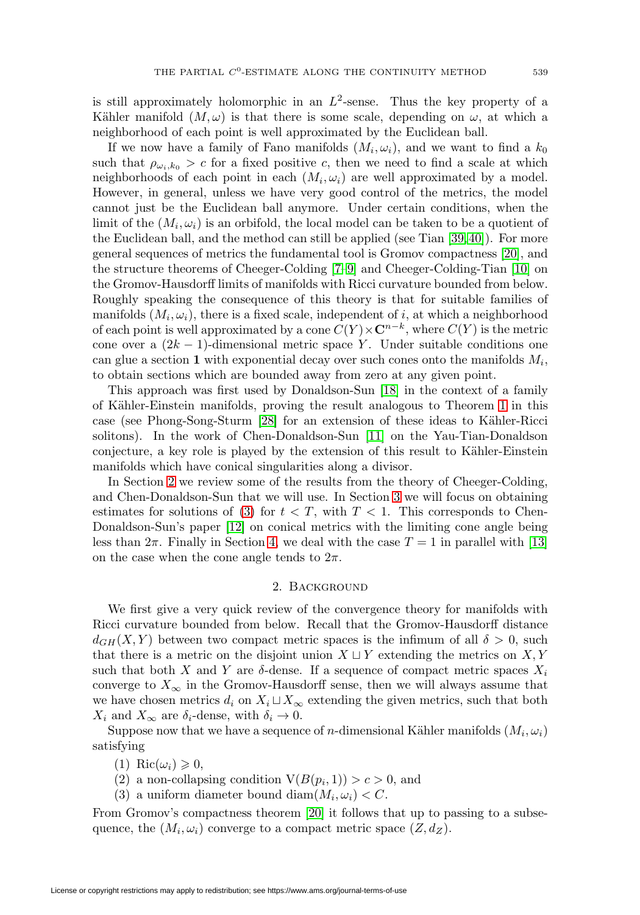is still approximately holomorphic in an $L^2$-sense. Thus the key property of a Kähler manifold $(M, \omega)$ is that there is some scale, depending on $\omega$, at which a neighborhood of each point is well approximated by the Euclidean ball.

If we now have a family of Fano manifolds $(M_i, \omega_i)$, and we want to find a $k_0$ such that $\rho_{\omega_i, k_0} > c$ for a fixed positive $c$, then we need to find a scale at which neighborhoods of each point in each $(M_i, \omega_i)$ are well approximated by a model. However, in general, unless we have very good control of the metrics, the model cannot just be the Euclidean ball anymore. Under certain conditions, when the limit of the $(M_i, \omega_i)$ is an orbifold, the local model can be taken to be a quotient of the Euclidean ball, and the method can still be applied (see Tian [39, 40]). For more general sequences of metrics the fundamental tool is Gromov compactness [20], and the structure theorems of Cheeger-Colding [7–9] and Cheeger-Colding-Tian [10] on the Gromov-Hausdorff limits of manifolds with Ricci curvature bounded from below. Roughly speaking the consequence of this theory is that for suitable families of manifolds $(M_i, \omega_i)$, there is a fixed scale, independent of $i$, at which a neighborhood of each point is well approximated by a cone $C(Y) \times \mathbf{C}^{n-k}$, where $C(Y)$ is the metric cone over a $(2k-1)$-dimensional metric space $Y$. Under suitable conditions one can glue a section $\mathbf{1}$ with exponential decay over such cones onto the manifolds $M_i$, to obtain sections which are bounded away from zero at any given point.

This approach was first used by Donaldson-Sun [18] in the context of a family of Kähler-Einstein manifolds, proving the result analogous to Theorem 1 in this case (see Phong-Song-Sturm [28] for an extension of these ideas to Kähler-Ricci solitons). In the work of Chen-Donaldson-Sun [11] on the Yau-Tian-Donaldson conjecture, a key role is played by the extension of this result to Kähler-Einstein manifolds which have conical singularities along a divisor.

In Section 2 we review some of the results from the theory of Cheeger-Colding, and Chen-Donaldson-Sun that we will use. In Section 3 we will focus on obtaining estimates for solutions of (3) for $t < T$, with $T < 1$. This corresponds to Chen-Donaldson-Sun's paper [12] on conical metrics with the limiting cone angle being less than $2\pi$. Finally in Section 4, we deal with the case $T = 1$ in parallel with [13] on the case when the cone angle tends to $2\pi$.

## 2. Background

We first give a very quick review of the convergence theory for manifolds with Ricci curvature bounded from below. Recall that the Gromov-Hausdorff distance $d_{GH}(X, Y)$ between two compact metric spaces is the infimum of all $\delta > 0$, such that there is a metric on the disjoint union $X \sqcup Y$ extending the metrics on $X, Y$ such that both $X$ and $Y$ are $\delta$-dense. If a sequence of compact metric spaces $X_i$ converge to $X_\infty$ in the Gromov-Hausdorff sense, then we will always assume that we have chosen metrics $d_i$ on $X_i \sqcup X_\infty$ extending the given metrics, such that both $X_i$ and $X_\infty$ are $\delta_i$-dense, with $\delta_i \to 0$.

Suppose now that we have a sequence of $n$-dimensional Kähler manifolds $(M_i, \omega_i)$ satisfying

(1) $\mathrm{Ric}(\omega_i) \geqslant 0$,
(2) a non-collapsing condition $\mathrm{V}(B(p_i, 1)) > c > 0$, and
(3) a uniform diameter bound $\mathrm{diam}(M_i, \omega_i) < C$.

From Gromov's compactness theorem [20] it follows that up to passing to a subsequence, the $(M_i, \omega_i)$ converge to a compact metric space $(Z, d_Z)$.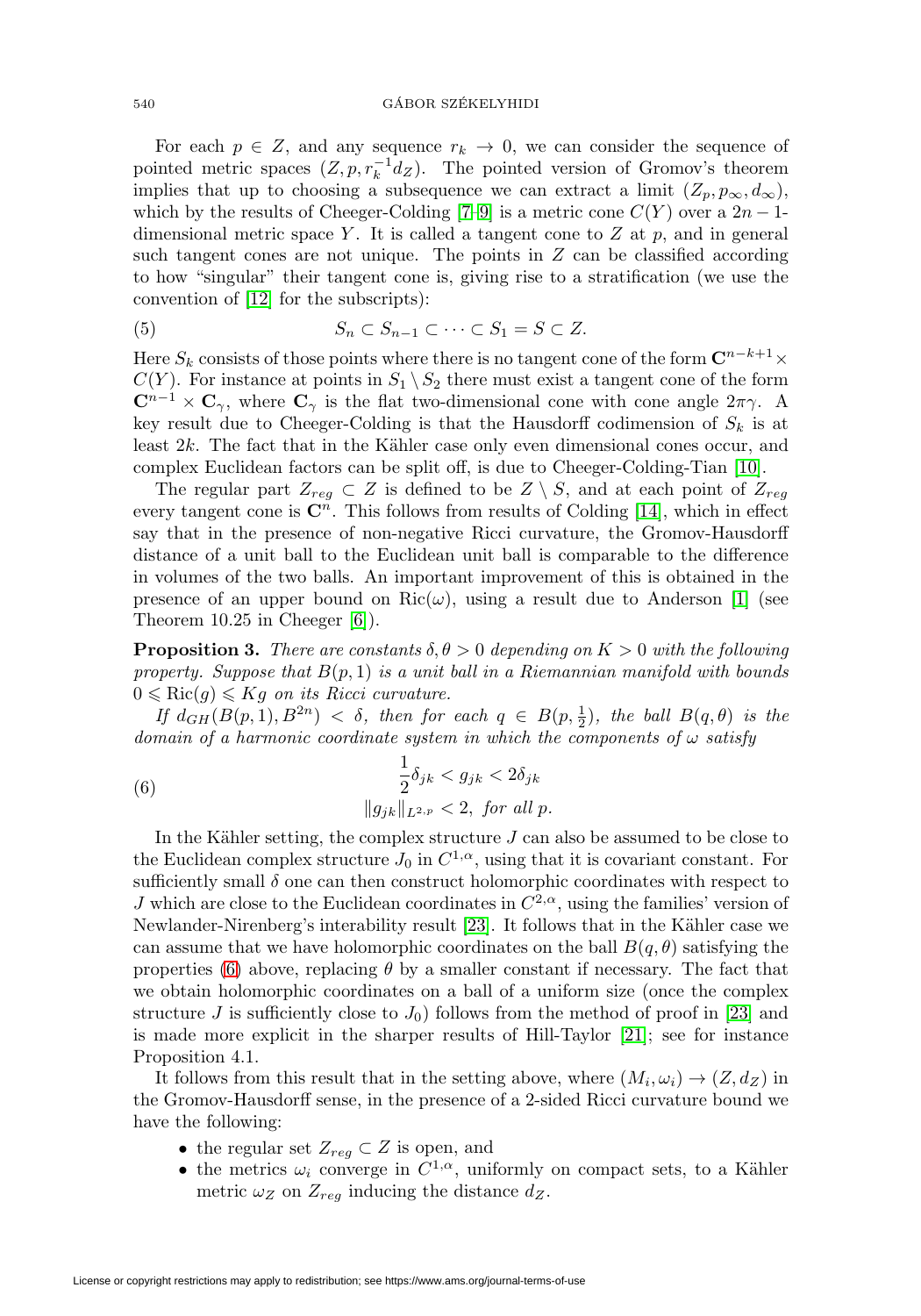For each $p \in Z$, and any sequence $r_k \to 0$, we can consider the sequence of pointed metric spaces $(Z, p, r_k^{-1} d_Z)$. The pointed version of Gromov's theorem implies that up to choosing a subsequence we can extract a limit $(Z_p, p_\infty, d_\infty)$, which by the results of Cheeger-Colding [7–9] is a metric cone $C(Y)$ over a $2n-1$-dimensional metric space $Y$. It is called a tangent cone to $Z$ at $p$, and in general such tangent cones are not unique. The points in $Z$ can be classified according to how "singular" their tangent cone is, giving rise to a stratification (we use the convention of [12] for the subscripts):

$$S_n \subset S_{n-1} \subset \cdots \subset S_1 = S \subset Z. \tag{5}$$

Here $S_k$ consists of those points where there is no tangent cone of the form $\mathbf{C}^{n-k+1} \times C(Y)$. For instance at points in $S_1 \setminus S_2$ there must exist a tangent cone of the form $\mathbf{C}^{n-1} \times \mathbf{C}_\gamma$, where $\mathbf{C}_\gamma$ is the flat two-dimensional cone with cone angle $2\pi\gamma$. A key result due to Cheeger-Colding is that the Hausdorff codimension of $S_k$ is at least $2k$. The fact that in the Kähler case only even dimensional cones occur, and complex Euclidean factors can be split off, is due to Cheeger-Colding-Tian [10].

The regular part $Z_{reg} \subset Z$ is defined to be $Z \setminus S$, and at each point of $Z_{reg}$ every tangent cone is $\mathbf{C}^n$. This follows from results of Colding [14], which in effect say that in the presence of non-negative Ricci curvature, the Gromov-Hausdorff distance of a unit ball to the Euclidean unit ball is comparable to the difference in volumes of the two balls. An important improvement of this is obtained in the presence of an upper bound on $\mathrm{Ric}(\omega)$, using a result due to Anderson [1] (see Theorem 10.25 in Cheeger [6]).

**Proposition 3.** *There are constants $\delta, \theta > 0$ depending on $K > 0$ with the following property. Suppose that $B(p, 1)$ is a unit ball in a Riemannian manifold with bounds $0 \leqslant \mathrm{Ric}(g) \leqslant Kg$ on its Ricci curvature.*

*If $d_{GH}(B(p,1), B^{2n}) < \delta$, then for each $q \in B(p, \frac{1}{2})$, the ball $B(q, \theta)$ is the domain of a harmonic coordinate system in which the components of $\omega$ satisfy*

$$\begin{aligned} &\frac{1}{2}\delta_{jk} < g_{jk} < 2\delta_{jk} \\ &\|g_{jk}\|_{L^{2,p}} < 2, \text{ for all } p. \end{aligned} \tag{6}$$

In the Kähler setting, the complex structure $J$ can also be assumed to be close to the Euclidean complex structure $J_0$ in $C^{1,\alpha}$, using that it is covariant constant. For sufficiently small $\delta$ one can then construct holomorphic coordinates with respect to $J$ which are close to the Euclidean coordinates in $C^{2,\alpha}$, using the families' version of Newlander-Nirenberg's interability result [23]. It follows that in the Kähler case we can assume that we have holomorphic coordinates on the ball $B(q, \theta)$ satisfying the properties (6) above, replacing $\theta$ by a smaller constant if necessary. The fact that we obtain holomorphic coordinates on a ball of a uniform size (once the complex structure $J$ is sufficiently close to $J_0$) follows from the method of proof in [23] and is made more explicit in the sharper results of Hill-Taylor [21]; see for instance Proposition 4.1.

It follows from this result that in the setting above, where $(M_i, \omega_i) \to (Z, d_Z)$ in the Gromov-Hausdorff sense, in the presence of a 2-sided Ricci curvature bound we have the following:

- the regular set $Z_{reg} \subset Z$ is open, and
- the metrics $\omega_i$ converge in $C^{1,\alpha}$, uniformly on compact sets, to a Kähler metric $\omega_Z$ on $Z_{reg}$ inducing the distance $d_Z$.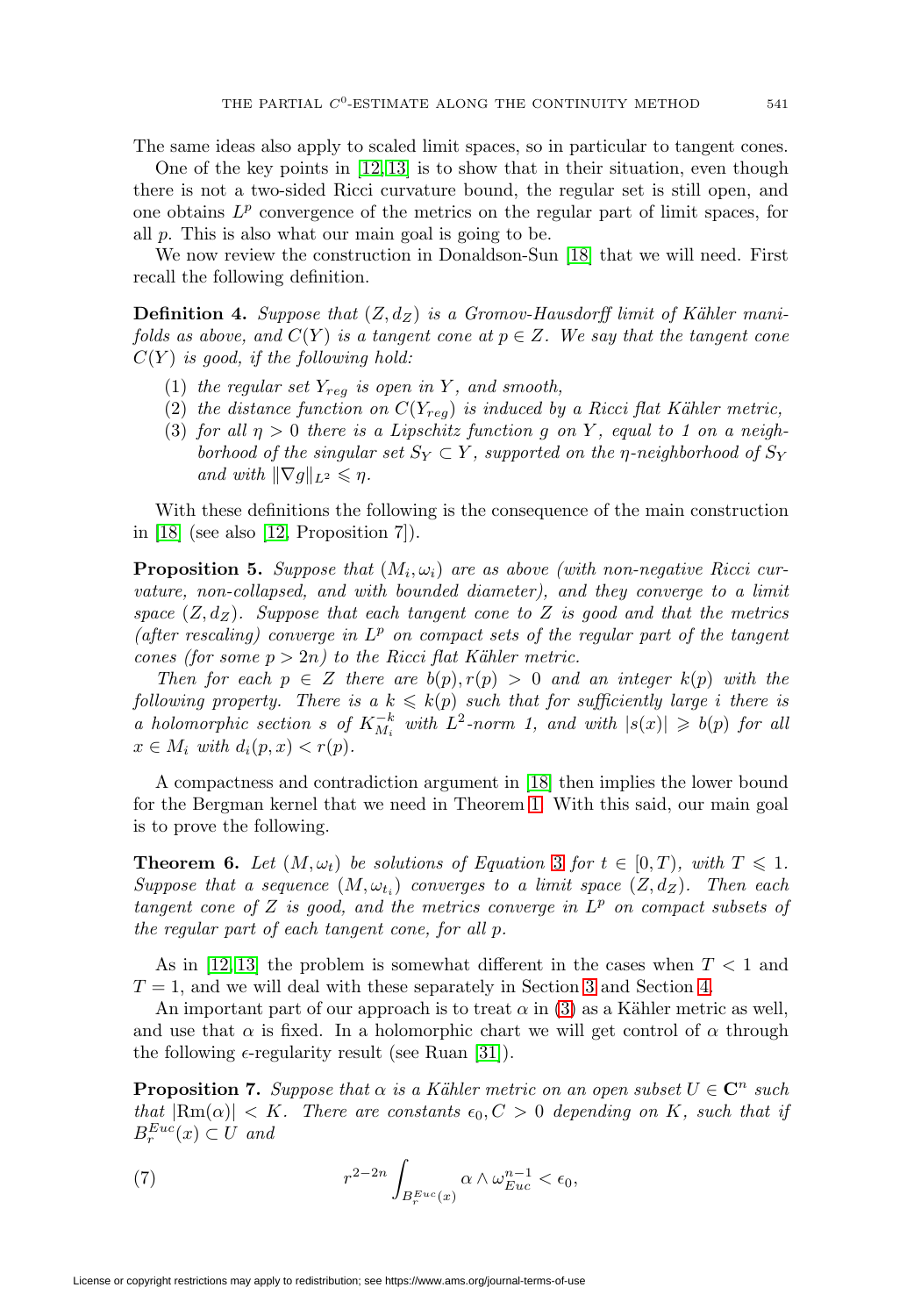The same ideas also apply to scaled limit spaces, so in particular to tangent cones.

One of the key points in [12, 13] is to show that in their situation, even though there is not a two-sided Ricci curvature bound, the regular set is still open, and one obtains $L^p$ convergence of the metrics on the regular part of limit spaces, for all $p$. This is also what our main goal is going to be.

We now review the construction in Donaldson-Sun [18] that we will need. First recall the following definition.

**Definition 4.** *Suppose that $(Z, d_Z)$ is a Gromov-Hausdorff limit of Kähler manifolds as above, and $C(Y)$ is a tangent cone at $p \in Z$. We say that the tangent cone $C(Y)$ is good, if the following hold:*

1. *the regular set $Y_{reg}$ is open in $Y$, and smooth,*
2. *the distance function on $C(Y_{reg})$ is induced by a Ricci flat Kähler metric,*
3. *for all $\eta > 0$ there is a Lipschitz function $g$ on $Y$, equal to 1 on a neighborhood of the singular set $S_Y \subset Y$, supported on the $\eta$-neighborhood of $S_Y$ and with $\|\nabla g\|_{L^2} \leqslant \eta$.*

With these definitions the following is the consequence of the main construction in [18] (see also [12, Proposition 7]).

**Proposition 5.** *Suppose that $(M_i, \omega_i)$ are as above (with non-negative Ricci curvature, non-collapsed, and with bounded diameter), and they converge to a limit space $(Z, d_Z)$. Suppose that each tangent cone to $Z$ is good and that the metrics (after rescaling) converge in $L^p$ on compact sets of the regular part of the tangent cones (for some $p > 2n$) to the Ricci flat Kähler metric.*

*Then for each $p \in Z$ there are $b(p), r(p) > 0$ and an integer $k(p)$ with the following property. There is a $k \leqslant k(p)$ such that for sufficiently large $i$ there is a holomorphic section $s$ of $K_{M_i}^{-k}$ with $L^2$-norm 1, and with $|s(x)| \geqslant b(p)$ for all $x \in M_i$ with $d_i(p, x) < r(p)$.*

A compactness and contradiction argument in [18] then implies the lower bound for the Bergman kernel that we need in Theorem 1. With this said, our main goal is to prove the following.

**Theorem 6.** *Let $(M, \omega_t)$ be solutions of Equation 3 for $t \in [0, T)$, with $T \leqslant 1$. Suppose that a sequence $(M, \omega_{t_i})$ converges to a limit space $(Z, d_Z)$. Then each tangent cone of $Z$ is good, and the metrics converge in $L^p$ on compact subsets of the regular part of each tangent cone, for all $p$.*

As in [12, 13] the problem is somewhat different in the cases when $T < 1$ and $T = 1$, and we will deal with these separately in Section 3 and Section 4.

An important part of our approach is to treat $\alpha$ in (3) as a Kähler metric as well, and use that $\alpha$ is fixed. In a holomorphic chart we will get control of $\alpha$ through the following $\epsilon$-regularity result (see Ruan [31]).

**Proposition 7.** *Suppose that $\alpha$ is a Kähler metric on an open subset $U \in \mathbf{C}^n$ such that $|\mathrm{Rm}(\alpha)| < K$. There are constants $\epsilon_0, C > 0$ depending on $K$, such that if $B_r^{Euc}(x) \subset U$ and*

$$r^{2-2n} \int_{B_r^{Euc}(x)} \alpha \wedge \omega_{Euc}^{n-1} < \epsilon_0, \tag{7}$$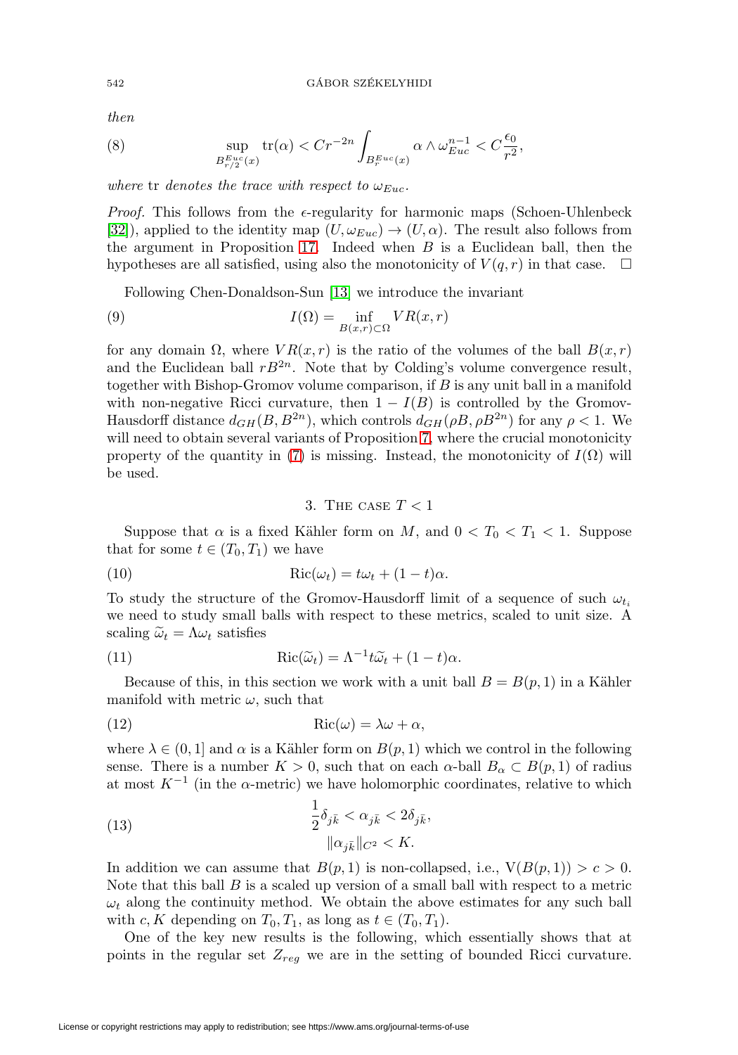*then*

$$\sup_{B^{Euc}_{r/2}(x)} \mathrm{tr}(\alpha) < Cr^{-2n} \int_{B^{Euc}_r(x)} \alpha \wedge \omega_{Euc}^{n-1} < C\frac{\epsilon_0}{r^2}, \tag{8}$$

*where* tr *denotes the trace with respect to* $\omega_{Euc}$.

*Proof.* This follows from the $\epsilon$-regularity for harmonic maps (Schoen-Uhlenbeck [32]), applied to the identity map $(U, \omega_{Euc}) \to (U, \alpha)$. The result also follows from the argument in Proposition 17. Indeed when $B$ is a Euclidean ball, then the hypotheses are all satisfied, using also the monotonicity of $V(q, r)$ in that case. $\square$

Following Chen-Donaldson-Sun [13] we introduce the invariant

$$I(\Omega) = \inf_{B(x,r)\subset\Omega} VR(x, r) \tag{9}$$

for any domain $\Omega$, where $VR(x, r)$ is the ratio of the volumes of the ball $B(x, r)$ and the Euclidean ball $rB^{2n}$. Note that by Colding's volume convergence result, together with Bishop-Gromov volume comparison, if $B$ is any unit ball in a manifold with non-negative Ricci curvature, then $1 - I(B)$ is controlled by the Gromov-Hausdorff distance $d_{GH}(B, B^{2n})$, which controls $d_{GH}(\rho B, \rho B^{2n})$ for any $\rho < 1$. We will need to obtain several variants of Proposition 7, where the crucial monotonicity property of the quantity in (7) is missing. Instead, the monotonicity of $I(\Omega)$ will be used.

## 3. The case $T < 1$

Suppose that $\alpha$ is a fixed Kähler form on $M$, and $0 < T_0 < T_1 < 1$. Suppose that for some $t \in (T_0, T_1)$ we have

$$\mathrm{Ric}(\omega_t) = t\omega_t + (1-t)\alpha. \tag{10}$$

To study the structure of the Gromov-Hausdorff limit of a sequence of such $\omega_{t_i}$ we need to study small balls with respect to these metrics, scaled to unit size. A scaling $\widetilde{\omega}_t = \Lambda\omega_t$ satisfies

$$\mathrm{Ric}(\widetilde{\omega}_t) = \Lambda^{-1}t\widetilde{\omega}_t + (1-t)\alpha. \tag{11}$$

Because of this, in this section we work with a unit ball $B = B(p, 1)$ in a Kähler manifold with metric $\omega$, such that

$$\mathrm{Ric}(\omega) = \lambda\omega + \alpha, \tag{12}$$

where $\lambda \in (0, 1]$ and $\alpha$ is a Kähler form on $B(p, 1)$ which we control in the following sense. There is a number $K > 0$, such that on each $\alpha$-ball $B_\alpha \subset B(p, 1)$ of radius at most $K^{-1}$ (in the $\alpha$-metric) we have holomorphic coordinates, relative to which

$$\begin{aligned} \frac{1}{2}\delta_{j\bar{k}} < \alpha_{j\bar{k}} < 2\delta_{j\bar{k}}, \\ \|\alpha_{j\bar{k}}\|_{C^2} < K. \end{aligned} \tag{13}$$

In addition we can assume that $B(p, 1)$ is non-collapsed, i.e., $\mathrm{V}(B(p, 1)) > c > 0$. Note that this ball $B$ is a scaled up version of a small ball with respect to a metric $\omega_t$ along the continuity method. We obtain the above estimates for any such ball with $c, K$ depending on $T_0, T_1$, as long as $t \in (T_0, T_1)$.

One of the key new results is the following, which essentially shows that at points in the regular set $Z_{reg}$ we are in the setting of bounded Ricci curvature.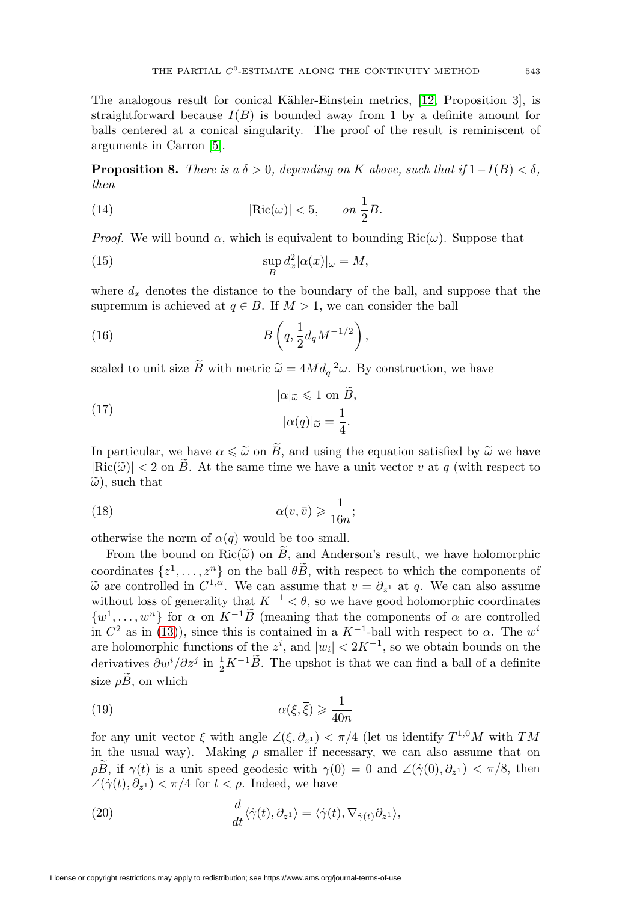The analogous result for conical Kähler-Einstein metrics, [12, Proposition 3], is straightforward because $I(B)$ is bounded away from 1 by a definite amount for balls centered at a conical singularity. The proof of the result is reminiscent of arguments in Carron [5].

**Proposition 8.** *There is a $\delta > 0$, depending on $K$ above, such that if $1 - I(B) < \delta$, then*

$$|\mathrm{Ric}(\omega)| < 5, \qquad \text{on } \frac{1}{2}B. \tag{14}$$

*Proof.* We will bound $\alpha$, which is equivalent to bounding $\mathrm{Ric}(\omega)$. Suppose that

$$\sup_B d_x^2 |\alpha(x)|_\omega = M, \tag{15}$$

where $d_x$ denotes the distance to the boundary of the ball, and suppose that the supremum is achieved at $q \in B$. If $M > 1$, we can consider the ball

$$B\left(q, \frac{1}{2} d_q M^{-1/2}\right), \tag{16}$$

scaled to unit size $\widetilde{B}$ with metric $\widetilde{\omega} = 4M d_q^{-2} \omega$. By construction, we have

$$\begin{aligned} |\alpha|_{\widetilde{\omega}} &\leqslant 1 \text{ on } \widetilde{B}, \\ |\alpha(q)|_{\widetilde{\omega}} &= \frac{1}{4}. \end{aligned} \tag{17}$$

In particular, we have $\alpha \leqslant \widetilde{\omega}$ on $\widetilde{B}$, and using the equation satisfied by $\widetilde{\omega}$ we have $|\mathrm{Ric}(\widetilde{\omega})| < 2$ on $\widetilde{B}$. At the same time we have a unit vector $v$ at $q$ (with respect to $\widetilde{\omega}$), such that

$$\alpha(v, \bar{v}) \geqslant \frac{1}{16n}; \tag{18}$$

otherwise the norm of $\alpha(q)$ would be too small.

From the bound on $\mathrm{Ric}(\widetilde{\omega})$ on $\widetilde{B}$, and Anderson's result, we have holomorphic coordinates $\{z^1, \ldots, z^n\}$ on the ball $\theta \widetilde{B}$, with respect to which the components of $\widetilde{\omega}$ are controlled in $C^{1,\alpha}$. We can assume that $v = \partial_{z^1}$ at $q$. We can also assume without loss of generality that $K^{-1} < \theta$, so we have good holomorphic coordinates $\{w^1, \ldots, w^n\}$ for $\alpha$ on $K^{-1}\widetilde{B}$ (meaning that the components of $\alpha$ are controlled in $C^2$ as in (13)), since this is contained in a $K^{-1}$-ball with respect to $\alpha$. The $w^i$ are holomorphic functions of the $z^i$, and $|w_i| < 2K^{-1}$, so we obtain bounds on the derivatives $\partial w^i / \partial z^j$ in $\frac{1}{2} K^{-1} \widetilde{B}$. The upshot is that we can find a ball of a definite size $\rho \widetilde{B}$, on which

$$\alpha(\xi, \overline{\xi}) \geqslant \frac{1}{40n} \tag{19}$$

for any unit vector $\xi$ with angle $\angle(\xi, \partial_{z^1}) < \pi/4$ (let us identify $T^{1,0}M$ with $TM$ in the usual way). Making $\rho$ smaller if necessary, we can also assume that on $\rho \widetilde{B}$, if $\gamma(t)$ is a unit speed geodesic with $\gamma(0) = 0$ and $\angle(\dot{\gamma}(0), \partial_{z^1}) < \pi/8$, then $\angle(\dot{\gamma}(t), \partial_{z^1}) < \pi/4$ for $t < \rho$. Indeed, we have

$$\frac{d}{dt} \langle \dot{\gamma}(t), \partial_{z^1} \rangle = \langle \dot{\gamma}(t), \nabla_{\dot{\gamma}(t)} \partial_{z^1} \rangle, \tag{20}$$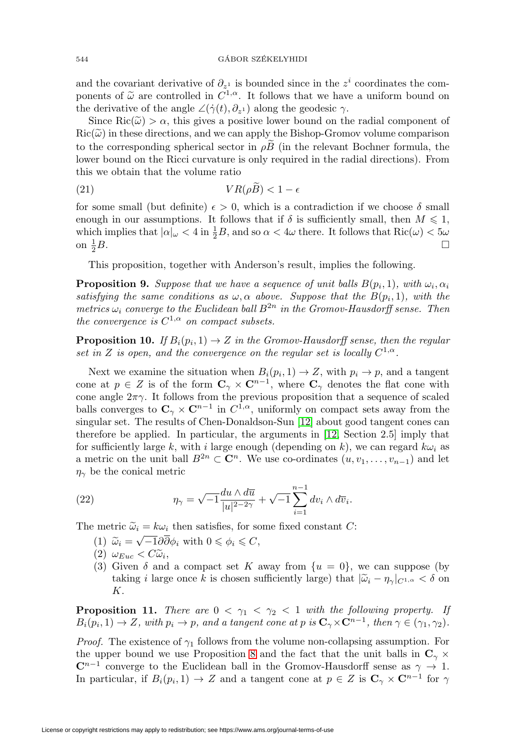and the covariant derivative of $\partial_{z^1}$ is bounded since in the $z^i$ coordinates the components of $\widetilde{\omega}$ are controlled in $C^{1,\alpha}$. It follows that we have a uniform bound on the derivative of the angle $\angle(\dot{\gamma}(t), \partial_{z^1})$ along the geodesic $\gamma$.

Since $\mathrm{Ric}(\widetilde{\omega}) > \alpha$, this gives a positive lower bound on the radial component of $\mathrm{Ric}(\widetilde{\omega})$ in these directions, and we can apply the Bishop-Gromov volume comparison to the corresponding spherical sector in $\rho\widetilde{B}$ (in the relevant Bochner formula, the lower bound on the Ricci curvature is only required in the radial directions). From this we obtain that the volume ratio

$$VR(\rho\widetilde{B}) < 1 - \epsilon \tag{21}$$

for some small (but definite) $\epsilon > 0$, which is a contradiction if we choose $\delta$ small enough in our assumptions. It follows that if $\delta$ is sufficiently small, then $M \leqslant 1$, which implies that $|\alpha|_\omega < 4$ in $\frac{1}{2}B$, and so $\alpha < 4\omega$ there. It follows that $\mathrm{Ric}(\omega) < 5\omega$ on $\frac{1}{2}B$. $\square$

This proposition, together with Anderson's result, implies the following.

**Proposition 9.** *Suppose that we have a sequence of unit balls $B(p_i, 1)$, with $\omega_i, \alpha_i$ satisfying the same conditions as $\omega, \alpha$ above. Suppose that the $B(p_i, 1)$, with the metrics $\omega_i$ converge to the Euclidean ball $B^{2n}$ in the Gromov-Hausdorff sense. Then the convergence is $C^{1,\alpha}$ on compact subsets.*

**Proposition 10.** *If $B_i(p_i, 1) \to Z$ in the Gromov-Hausdorff sense, then the regular set in $Z$ is open, and the convergence on the regular set is locally $C^{1,\alpha}$.*

Next we examine the situation when $B_i(p_i, 1) \to Z$, with $p_i \to p$, and a tangent cone at $p \in Z$ is of the form $\mathbf{C}_\gamma \times \mathbf{C}^{n-1}$, where $\mathbf{C}_\gamma$ denotes the flat cone with cone angle $2\pi\gamma$. It follows from the previous proposition that a sequence of scaled balls converges to $\mathbf{C}_\gamma \times \mathbf{C}^{n-1}$ in $C^{1,\alpha}$, uniformly on compact sets away from the singular set. The results of Chen-Donaldson-Sun [12] about good tangent cones can therefore be applied. In particular, the arguments in [12, Section 2.5] imply that for sufficiently large $k$, with $i$ large enough (depending on $k$), we can regard $k\omega_i$ as a metric on the unit ball $B^{2n} \subset \mathbf{C}^n$. We use co-ordinates $(u, v_1, \ldots, v_{n-1})$ and let $\eta_\gamma$ be the conical metric

$$\eta_\gamma = \sqrt{-1}\frac{du \wedge d\overline{u}}{|u|^{2-2\gamma}} + \sqrt{-1}\sum_{i=1}^{n-1} dv_i \wedge d\overline{v}_i. \tag{22}$$

The metric $\widetilde{\omega}_i = k\omega_i$ then satisfies, for some fixed constant $C$:

(1) $\widetilde{\omega}_i = \sqrt{-1}\partial\overline{\partial}\phi_i$ with $0 \leqslant \phi_i \leqslant C$,
(2) $\omega_{Euc} < C\widetilde{\omega}_i$,
(3) Given $\delta$ and a compact set $K$ away from $\{u = 0\}$, we can suppose (by taking $i$ large once $k$ is chosen sufficiently large) that $|\widetilde{\omega}_i - \eta_\gamma|_{C^{1,\alpha}} < \delta$ on $K$.

**Proposition 11.** *There are $0 < \gamma_1 < \gamma_2 < 1$ with the following property. If $B_i(p_i, 1) \to Z$, with $p_i \to p$, and a tangent cone at $p$ is $\mathbf{C}_\gamma \times \mathbf{C}^{n-1}$, then $\gamma \in (\gamma_1, \gamma_2)$.*

*Proof.* The existence of $\gamma_1$ follows from the volume non-collapsing assumption. For the upper bound we use Proposition 8 and the fact that the unit balls in $\mathbf{C}_\gamma \times \mathbf{C}^{n-1}$ converge to the Euclidean ball in the Gromov-Hausdorff sense as $\gamma \to 1$. In particular, if $B_i(p_i, 1) \to Z$ and a tangent cone at $p \in Z$ is $\mathbf{C}_\gamma \times \mathbf{C}^{n-1}$ for $\gamma$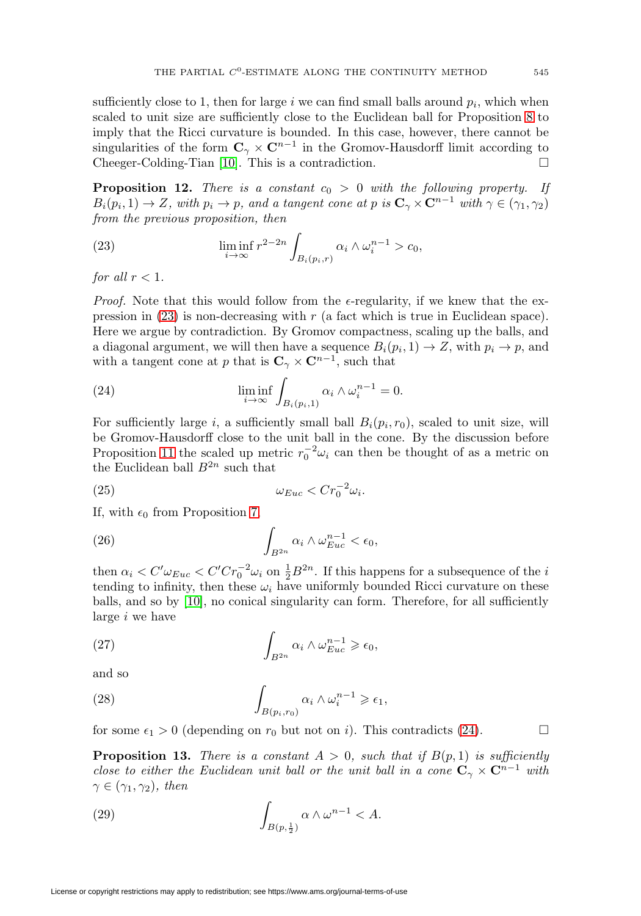sufficiently close to 1, then for large $i$ we can find small balls around $p_i$, which when scaled to unit size are sufficiently close to the Euclidean ball for Proposition 8 to imply that the Ricci curvature is bounded. In this case, however, there cannot be singularities of the form $\mathbf{C}_\gamma \times \mathbf{C}^{n-1}$ in the Gromov-Hausdorff limit according to Cheeger-Colding-Tian [10]. This is a contradiction. □

**Proposition 12.** *There is a constant $c_0 > 0$ with the following property. If $B_i(p_i, 1) \to Z$, with $p_i \to p$, and a tangent cone at $p$ is $\mathbf{C}_\gamma \times \mathbf{C}^{n-1}$ with $\gamma \in (\gamma_1, \gamma_2)$ from the previous proposition, then*

$$\liminf_{i\to\infty} r^{2-2n} \int_{B_i(p_i,r)} \alpha_i \wedge \omega_i^{n-1} > c_0, \tag{23}$$

*for all $r < 1$.*

*Proof.* Note that this would follow from the $\epsilon$-regularity, if we knew that the expression in (23) is non-decreasing with $r$ (a fact which is true in Euclidean space). Here we argue by contradiction. By Gromov compactness, scaling up the balls, and a diagonal argument, we will then have a sequence $B_i(p_i, 1) \to Z$, with $p_i \to p$, and with a tangent cone at $p$ that is $\mathbf{C}_\gamma \times \mathbf{C}^{n-1}$, such that

$$\liminf_{i\to\infty} \int_{B_i(p_i,1)} \alpha_i \wedge \omega_i^{n-1} = 0. \tag{24}$$

For sufficiently large $i$, a sufficiently small ball $B_i(p_i, r_0)$, scaled to unit size, will be Gromov-Hausdorff close to the unit ball in the cone. By the discussion before Proposition 11 the scaled up metric $r_0^{-2}\omega_i$ can then be thought of as a metric on the Euclidean ball $B^{2n}$ such that

$$\omega_{Euc} < C r_0^{-2} \omega_i. \tag{25}$$

If, with $\epsilon_0$ from Proposition 7

$$\int_{B^{2n}} \alpha_i \wedge \omega_{Euc}^{n-1} < \epsilon_0, \tag{26}$$

then $\alpha_i < C'\omega_{Euc} < C'Cr_0^{-2}\omega_i$ on $\frac{1}{2}B^{2n}$. If this happens for a subsequence of the $i$ tending to infinity, then these $\omega_i$ have uniformly bounded Ricci curvature on these balls, and so by [10], no conical singularity can form. Therefore, for all sufficiently large $i$ we have

$$\int_{B^{2n}} \alpha_i \wedge \omega_{Euc}^{n-1} \geqslant \epsilon_0, \tag{27}$$

and so

$$\int_{B(p_i,r_0)} \alpha_i \wedge \omega_i^{n-1} \geqslant \epsilon_1, \tag{28}$$

for some $\epsilon_1 > 0$ (depending on $r_0$ but not on $i$). This contradicts (24). □

**Proposition 13.** *There is a constant $A > 0$, such that if $B(p, 1)$ is sufficiently close to either the Euclidean unit ball or the unit ball in a cone $\mathbf{C}_\gamma \times \mathbf{C}^{n-1}$ with $\gamma \in (\gamma_1, \gamma_2)$, then*

$$\int_{B(p,\frac{1}{2})} \alpha \wedge \omega^{n-1} < A. \tag{29}$$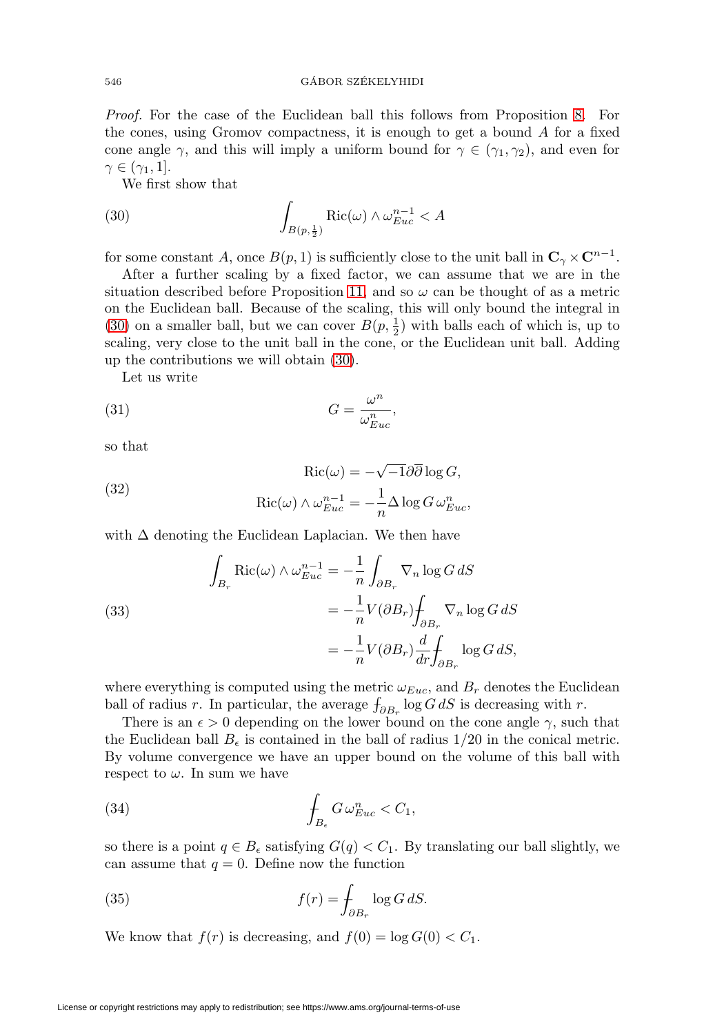*Proof.* For the case of the Euclidean ball this follows from Proposition 8. For the cones, using Gromov compactness, it is enough to get a bound $A$ for a fixed cone angle $\gamma$, and this will imply a uniform bound for $\gamma \in (\gamma_1, \gamma_2)$, and even for $\gamma \in (\gamma_1, 1]$.

We first show that

$$\int_{B(p,\frac{1}{2})} \mathrm{Ric}(\omega) \wedge \omega_{Euc}^{n-1} < A \tag{30}$$

for some constant $A$, once $B(p,1)$ is sufficiently close to the unit ball in $\mathbf{C}_\gamma \times \mathbf{C}^{n-1}$.

After a further scaling by a fixed factor, we can assume that we are in the situation described before Proposition 11, and so $\omega$ can be thought of as a metric on the Euclidean ball. Because of the scaling, this will only bound the integral in (30) on a smaller ball, but we can cover $B(p,\frac{1}{2})$ with balls each of which is, up to scaling, very close to the unit ball in the cone, or the Euclidean unit ball. Adding up the contributions we will obtain (30).

Let us write

$$G = \frac{\omega^n}{\omega_{Euc}^n}, \tag{31}$$

so that

$$\begin{aligned} \mathrm{Ric}(\omega) &= -\sqrt{-1}\partial\overline{\partial}\log G, \\ \mathrm{Ric}(\omega) \wedge \omega_{Euc}^{n-1} &= -\frac{1}{n}\Delta \log G\, \omega_{Euc}^n, \end{aligned} \tag{32}$$

with $\Delta$ denoting the Euclidean Laplacian. We then have

$$\begin{aligned} \int_{B_r} \mathrm{Ric}(\omega) \wedge \omega_{Euc}^{n-1} &= -\frac{1}{n}\int_{\partial B_r} \nabla_n \log G\, dS \\ &= -\frac{1}{n}V(\partial B_r) ⨍_{\partial B_r} \nabla_n \log G\, dS \\ &= -\frac{1}{n}V(\partial B_r)\frac{d}{dr}⨍_{\partial B_r} \log G\, dS, \end{aligned} \tag{33}$$

where everything is computed using the metric $\omega_{Euc}$, and $B_r$ denotes the Euclidean ball of radius $r$. In particular, the average $⨍_{\partial B_r} \log G\, dS$ is decreasing with $r$.

There is an $\epsilon > 0$ depending on the lower bound on the cone angle $\gamma$, such that the Euclidean ball $B_\epsilon$ is contained in the ball of radius $1/20$ in the conical metric. By volume convergence we have an upper bound on the volume of this ball with respect to $\omega$. In sum we have

$$⨍_{B_\epsilon} G\, \omega_{Euc}^n < C_1, \tag{34}$$

so there is a point $q \in B_\epsilon$ satisfying $G(q) < C_1$. By translating our ball slightly, we can assume that $q = 0$. Define now the function

$$f(r) = ⨍_{\partial B_r} \log G\, dS. \tag{35}$$

We know that $f(r)$ is decreasing, and $f(0) = \log G(0) < C_1$.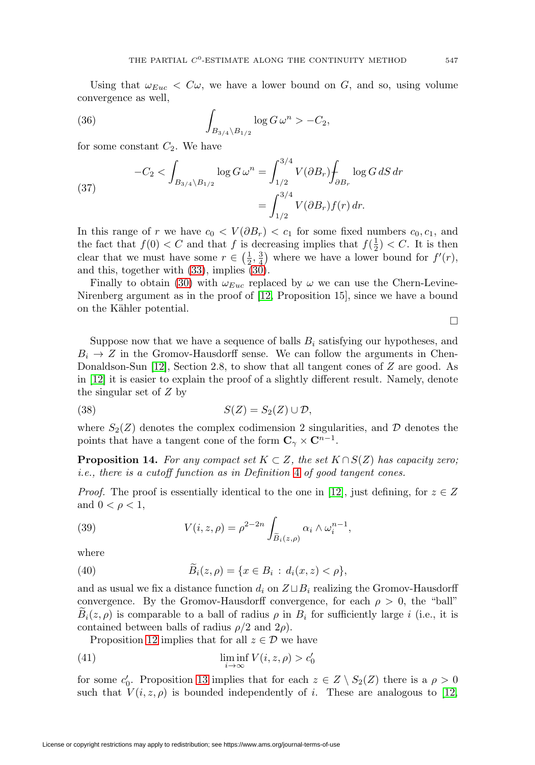Using that $\omega_{Euc} < C\omega$, we have a lower bound on $G$, and so, using volume convergence as well,

$$\int_{B_{3/4}\setminus B_{1/2}} \log G \, \omega^n > -C_2, \tag{36}$$

for some constant $C_2$. We have

$$\begin{aligned} -C_2 < \int_{B_{3/4}\setminus B_{1/2}} \log G \, \omega^n &= \int_{1/2}^{3/4} V(\partial B_r) \fint_{\partial B_r} \log G \, dS \, dr \\ &= \int_{1/2}^{3/4} V(\partial B_r) f(r) \, dr. \end{aligned} \tag{37}$$

In this range of $r$ we have $c_0 < V(\partial B_r) < c_1$ for some fixed numbers $c_0, c_1$, and the fact that $f(0) < C$ and that $f$ is decreasing implies that $f(\frac{1}{2}) < C$. It is then clear that we must have some $r \in (\frac{1}{2}, \frac{3}{4})$ where we have a lower bound for $f'(r)$, and this, together with (33), implies (30).

Finally to obtain (30) with $\omega_{Euc}$ replaced by $\omega$ we can use the Chern-Levine-Nirenberg argument as in the proof of [12, Proposition 15], since we have a bound on the Kähler potential.

□

Suppose now that we have a sequence of balls $B_i$ satisfying our hypotheses, and $B_i \to Z$ in the Gromov-Hausdorff sense. We can follow the arguments in Chen-Donaldson-Sun [12], Section 2.8, to show that all tangent cones of $Z$ are good. As in [12] it is easier to explain the proof of a slightly different result. Namely, denote the singular set of $Z$ by

$$S(Z) = S_2(Z) \cup \mathcal{D}, \tag{38}$$

where $S_2(Z)$ denotes the complex codimension 2 singularities, and $\mathcal{D}$ denotes the points that have a tangent cone of the form $\mathbf{C}_\gamma \times \mathbf{C}^{n-1}$.

**Proposition 14.** *For any compact set $K \subset Z$, the set $K \cap S(Z)$ has capacity zero; i.e., there is a cutoff function as in Definition 4 of good tangent cones.*

*Proof.* The proof is essentially identical to the one in [12], just defining, for $z \in Z$ and $0 < \rho < 1$,

$$V(i, z, \rho) = \rho^{2-2n} \int_{\widetilde{B}_i(z,\rho)} \alpha_i \wedge \omega_i^{n-1}, \tag{39}$$

where

$$\widetilde{B}_i(z, \rho) = \{x \in B_i \, : \, d_i(x, z) < \rho\}, \tag{40}$$

and as usual we fix a distance function $d_i$ on $Z \sqcup B_i$ realizing the Gromov-Hausdorff convergence. By the Gromov-Hausdorff convergence, for each $\rho > 0$, the "ball" $\widetilde{B}_i(z, \rho)$ is comparable to a ball of radius $\rho$ in $B_i$ for sufficiently large $i$ (i.e., it is contained between balls of radius $\rho/2$ and $2\rho$).

Proposition 12 implies that for all $z \in \mathcal{D}$ we have

$$\liminf_{i\to\infty} V(i, z, \rho) > c_0' \tag{41}$$

for some $c_0'$. Proposition 13 implies that for each $z \in Z \setminus S_2(Z)$ there is a $\rho > 0$ such that $V(i, z, \rho)$ is bounded independently of $i$. These are analogous to [12,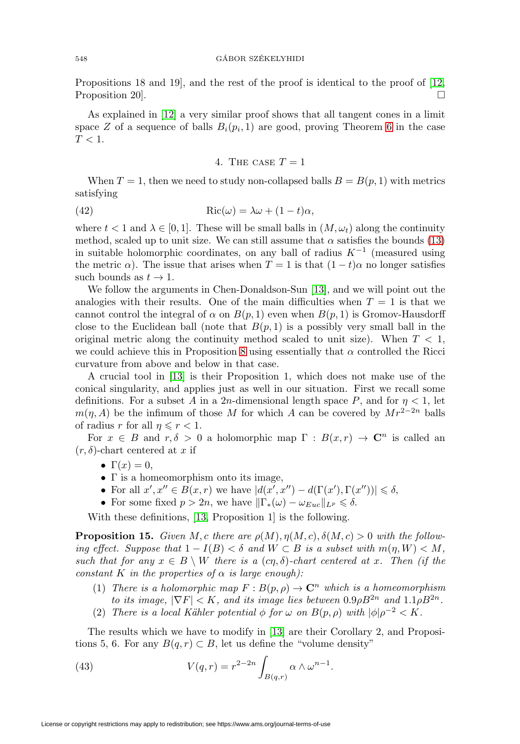Propositions 18 and 19], and the rest of the proof is identical to the proof of [12, Proposition 20]. $\square$

As explained in [12] a very similar proof shows that all tangent cones in a limit space $Z$ of a sequence of balls $B_i(p_i, 1)$ are good, proving Theorem 6 in the case $T < 1$.

## 4. The case $T = 1$

When $T = 1$, then we need to study non-collapsed balls $B = B(p, 1)$ with metrics satisfying

$$\mathrm{Ric}(\omega) = \lambda\omega + (1-t)\alpha, \tag{42}$$

where $t < 1$ and $\lambda \in [0, 1]$. These will be small balls in $(M, \omega_t)$ along the continuity method, scaled up to unit size. We can still assume that $\alpha$ satisfies the bounds (13) in suitable holomorphic coordinates, on any ball of radius $K^{-1}$ (measured using the metric $\alpha$). The issue that arises when $T = 1$ is that $(1-t)\alpha$ no longer satisfies such bounds as $t \to 1$.

We follow the arguments in Chen-Donaldson-Sun [13], and we will point out the analogies with their results. One of the main difficulties when $T = 1$ is that we cannot control the integral of $\alpha$ on $B(p, 1)$ even when $B(p, 1)$ is Gromov-Hausdorff close to the Euclidean ball (note that $B(p, 1)$ is a possibly very small ball in the original metric along the continuity method scaled to unit size). When $T < 1$, we could achieve this in Proposition 8 using essentially that $\alpha$ controlled the Ricci curvature from above and below in that case.

A crucial tool in [13] is their Proposition 1, which does not make use of the conical singularity, and applies just as well in our situation. First we recall some definitions. For a subset $A$ in a $2n$-dimensional length space $P$, and for $\eta < 1$, let $m(\eta, A)$ be the infimum of those $M$ for which $A$ can be covered by $Mr^{2-2n}$ balls of radius $r$ for all $\eta \leqslant r < 1$.

For $x \in B$ and $r, \delta > 0$ a holomorphic map $\Gamma : B(x, r) \to \mathbf{C}^n$ is called an $(r, \delta)$-chart centered at $x$ if

- $\Gamma(x) = 0$,
- $\Gamma$ is a homeomorphism onto its image,
- For all $x', x'' \in B(x, r)$ we have $|d(x', x'') - d(\Gamma(x'), \Gamma(x''))| \leqslant \delta$,
- For some fixed $p > 2n$, we have $\|\Gamma_*(\omega) - \omega_{Euc}\|_{L^p} \leqslant \delta$.

With these definitions, [13, Proposition 1] is the following.

**Proposition 15.** *Given $M, c$ there are $\rho(M), \eta(M, c), \delta(M, c) > 0$ with the following effect. Suppose that $1 - I(B) < \delta$ and $W \subset B$ is a subset with $m(\eta, W) < M$, such that for any $x \in B \setminus W$ there is a $(c\eta, \delta)$-chart centered at $x$. Then (if the constant $K$ in the properties of $\alpha$ is large enough):*

1. *There is a holomorphic map $F : B(p, \rho) \to \mathbf{C}^n$ which is a homeomorphism to its image, $|\nabla F| < K$, and its image lies between $0.9\rho B^{2n}$ and $1.1\rho B^{2n}$.*
2. *There is a local Kähler potential $\phi$ for $\omega$ on $B(p, \rho)$ with $|\phi|\rho^{-2} < K$.*

The results which we have to modify in [13] are their Corollary 2, and Propositions 5, 6. For any $B(q, r) \subset B$, let us define the "volume density"

$$V(q, r) = r^{2-2n} \int_{B(q,r)} \alpha \wedge \omega^{n-1}. \tag{43}$$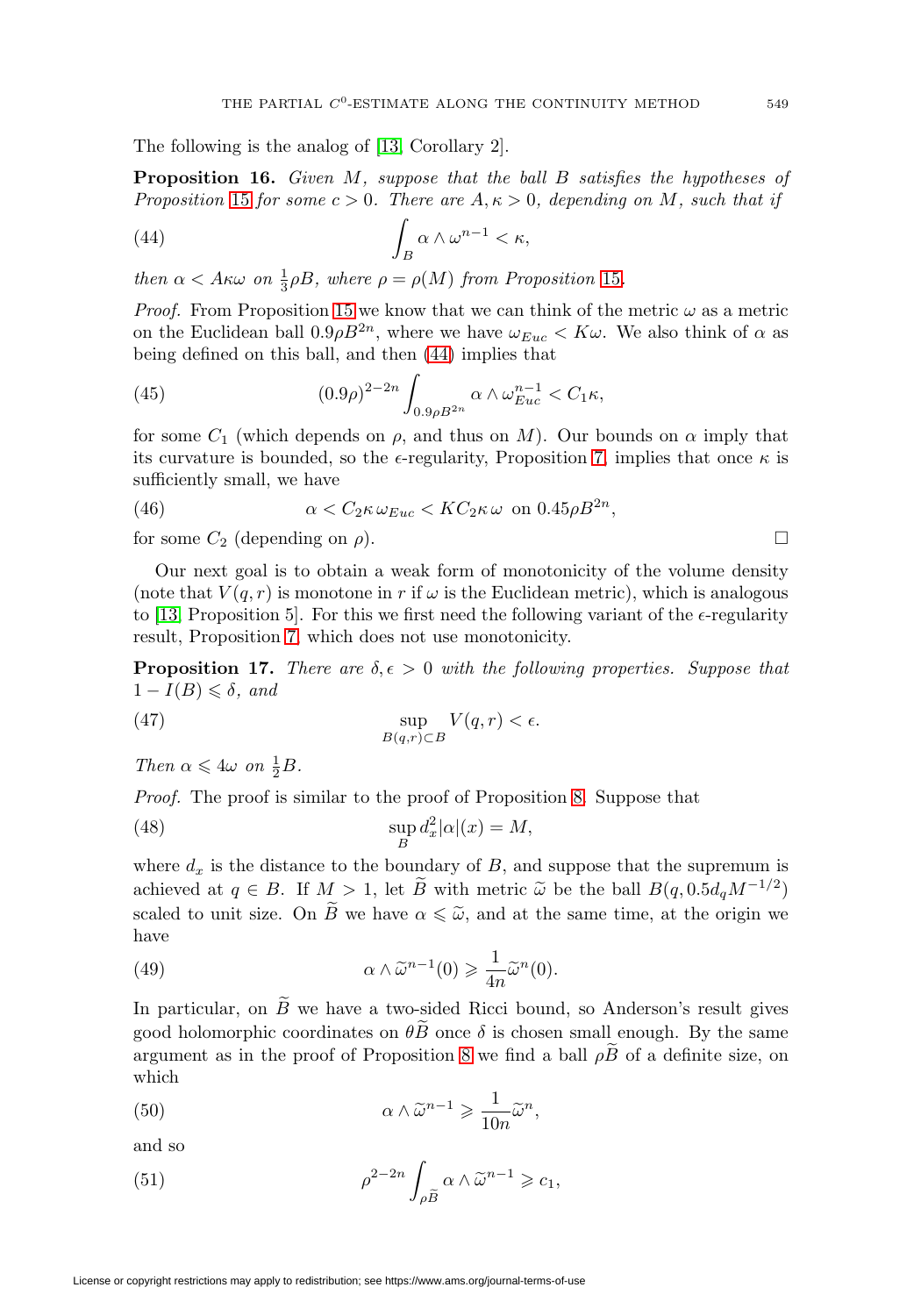The following is the analog of [13, Corollary 2].

**Proposition 16.** *Given $M$, suppose that the ball $B$ satisfies the hypotheses of Proposition 15 for some $c > 0$. There are $A, \kappa > 0$, depending on $M$, such that if*

$$\int_B \alpha \wedge \omega^{n-1} < \kappa, \tag{44}$$

*then $\alpha < A\kappa\omega$ on $\frac{1}{3}\rho B$, where $\rho = \rho(M)$ from Proposition 15.*

*Proof.* From Proposition 15 we know that we can think of the metric $\omega$ as a metric on the Euclidean ball $0.9\rho B^{2n}$, where we have $\omega_{Euc} < K\omega$. We also think of $\alpha$ as being defined on this ball, and then (44) implies that

$$(0.9\rho)^{2-2n} \int_{0.9\rho B^{2n}} \alpha \wedge \omega_{Euc}^{n-1} < C_1\kappa, \tag{45}$$

for some $C_1$ (which depends on $\rho$, and thus on $M$). Our bounds on $\alpha$ imply that its curvature is bounded, so the $\epsilon$-regularity, Proposition 7, implies that once $\kappa$ is sufficiently small, we have

$$\alpha < C_2\kappa\, \omega_{Euc} < KC_2\kappa\, \omega \text{ on } 0.45\rho B^{2n}, \tag{46}$$

for some $C_2$ (depending on $\rho$). $\square$

Our next goal is to obtain a weak form of monotonicity of the volume density (note that $V(q,r)$ is monotone in $r$ if $\omega$ is the Euclidean metric), which is analogous to [13, Proposition 5]. For this we first need the following variant of the $\epsilon$-regularity result, Proposition 7, which does not use monotonicity.

**Proposition 17.** *There are $\delta, \epsilon > 0$ with the following properties. Suppose that $1 - I(B) \leqslant \delta$, and*

$$\sup_{B(q,r)\subset B} V(q,r) < \epsilon. \tag{47}$$

*Then $\alpha \leqslant 4\omega$ on $\frac{1}{2}B$.*

*Proof.* The proof is similar to the proof of Proposition 8. Suppose that

$$\sup_B d_x^2 |\alpha|(x) = M, \tag{48}$$

where $d_x$ is the distance to the boundary of $B$, and suppose that the supremum is achieved at $q \in B$. If $M > 1$, let $\widetilde{B}$ with metric $\widetilde{\omega}$ be the ball $B(q, 0.5 d_q M^{-1/2})$ scaled to unit size. On $\widetilde{B}$ we have $\alpha \leqslant \widetilde{\omega}$, and at the same time, at the origin we have

$$\alpha \wedge \widetilde{\omega}^{n-1}(0) \geqslant \frac{1}{4n}\widetilde{\omega}^n(0). \tag{49}$$

In particular, on $\widetilde{B}$ we have a two-sided Ricci bound, so Anderson's result gives good holomorphic coordinates on $\theta\widetilde{B}$ once $\delta$ is chosen small enough. By the same argument as in the proof of Proposition 8 we find a ball $\rho\widetilde{B}$ of a definite size, on which

$$\alpha \wedge \widetilde{\omega}^{n-1} \geqslant \frac{1}{10n}\widetilde{\omega}^n, \tag{50}$$

and so

$$\rho^{2-2n} \int_{\rho\widetilde{B}} \alpha \wedge \widetilde{\omega}^{n-1} \geqslant c_1, \tag{51}$$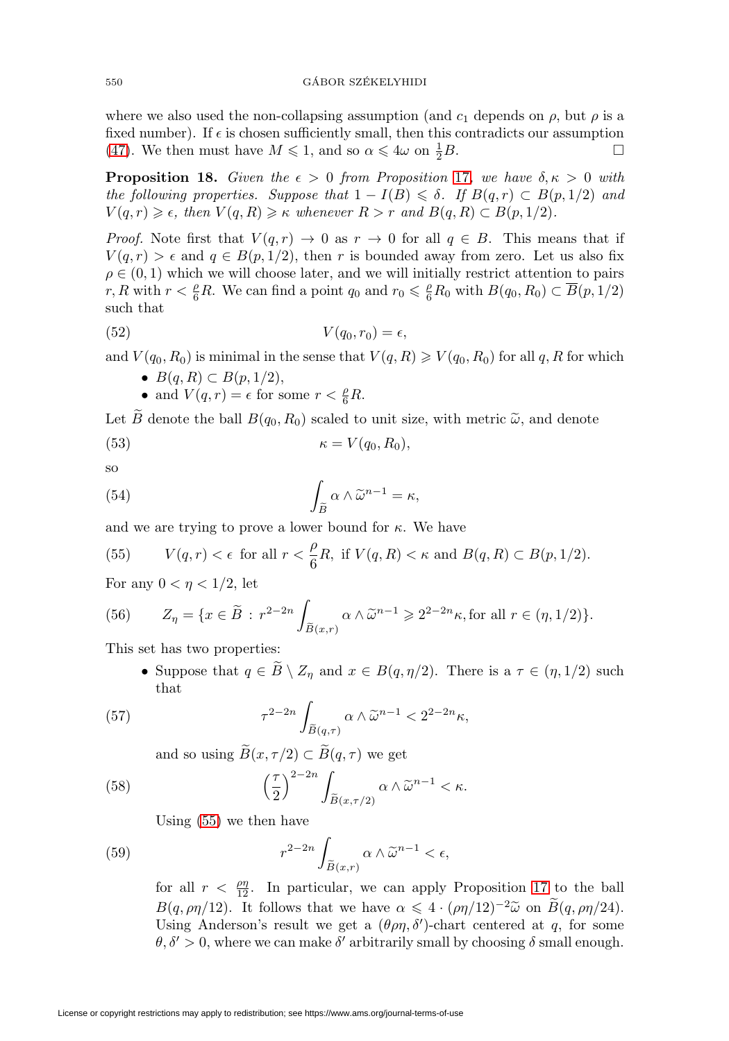where we also used the non-collapsing assumption (and $c_1$ depends on $\rho$, but $\rho$ is a fixed number). If $\epsilon$ is chosen sufficiently small, then this contradicts our assumption (47). We then must have $M \leqslant 1$, and so $\alpha \leqslant 4\omega$ on $\frac{1}{2}B$. □

**Proposition 18.** *Given the $\epsilon > 0$ from Proposition 17, we have $\delta, \kappa > 0$ with the following properties. Suppose that $1 - I(B) \leqslant \delta$. If $B(q,r) \subset B(p,1/2)$ and $V(q,r) \geqslant \epsilon$, then $V(q,R) \geqslant \kappa$ whenever $R > r$ and $B(q,R) \subset B(p,1/2)$.*

*Proof.* Note first that $V(q,r) \to 0$ as $r \to 0$ for all $q \in B$. This means that if $V(q,r) > \epsilon$ and $q \in B(p,1/2)$, then $r$ is bounded away from zero. Let us also fix $\rho \in (0,1)$ which we will choose later, and we will initially restrict attention to pairs $r, R$ with $r < \frac{\rho}{6}R$. We can find a point $q_0$ and $r_0 \leqslant \frac{\rho}{6}R_0$ with $B(q_0, R_0) \subset \overline{B}(p,1/2)$ such that

$$V(q_0, r_0) = \epsilon, \tag{52}$$

and $V(q_0, R_0)$ is minimal in the sense that $V(q,R) \geqslant V(q_0,R_0)$ for all $q, R$ for which

- $B(q,R) \subset B(p,1/2)$,
- and $V(q,r) = \epsilon$ for some $r < \frac{\rho}{6}R$.

Let $\widetilde{B}$ denote the ball $B(q_0, R_0)$ scaled to unit size, with metric $\widetilde{\omega}$, and denote

$$\kappa = V(q_0, R_0), \tag{53}$$

so

$$\int_{\widetilde{B}} \alpha \wedge \widetilde{\omega}^{n-1} = \kappa, \tag{54}$$

and we are trying to prove a lower bound for $\kappa$. We have

$$V(q,r) < \epsilon \text{ for all } r < \frac{\rho}{6}R, \text{ if } V(q,R) < \kappa \text{ and } B(q,R) \subset B(p,1/2). \tag{55}$$

For any $0 < \eta < 1/2$, let

$$Z_\eta = \{x \in \widetilde{B} \,:\, r^{2-2n} \int_{\widetilde{B}(x,r)} \alpha \wedge \widetilde{\omega}^{n-1} \geqslant 2^{2-2n}\kappa, \text{for all } r \in (\eta, 1/2)\}. \tag{56}$$

This set has two properties:

- Suppose that $q \in \widetilde{B} \setminus Z_\eta$ and $x \in B(q, \eta/2)$. There is a $\tau \in (\eta, 1/2)$ such that

$$\tau^{2-2n} \int_{\widetilde{B}(q,\tau)} \alpha \wedge \widetilde{\omega}^{n-1} < 2^{2-2n}\kappa, \tag{57}$$

  and so using $\widetilde{B}(x, \tau/2) \subset \widetilde{B}(q,\tau)$ we get

$$\left(\frac{\tau}{2}\right)^{2-2n} \int_{\widetilde{B}(x,\tau/2)} \alpha \wedge \widetilde{\omega}^{n-1} < \kappa. \tag{58}$$

  Using (55) we then have

$$r^{2-2n} \int_{\widetilde{B}(x,r)} \alpha \wedge \widetilde{\omega}^{n-1} < \epsilon, \tag{59}$$

  for all $r < \frac{\rho\eta}{12}$. In particular, we can apply Proposition 17 to the ball $B(q, \rho\eta/12)$. It follows that we have $\alpha \leqslant 4 \cdot (\rho\eta/12)^{-2}\widetilde{\omega}$ on $\widetilde{B}(q, \rho\eta/24)$. Using Anderson's result we get a $(\theta\rho\eta, \delta')$-chart centered at $q$, for some $\theta, \delta' > 0$, where we can make $\delta'$ arbitrarily small by choosing $\delta$ small enough.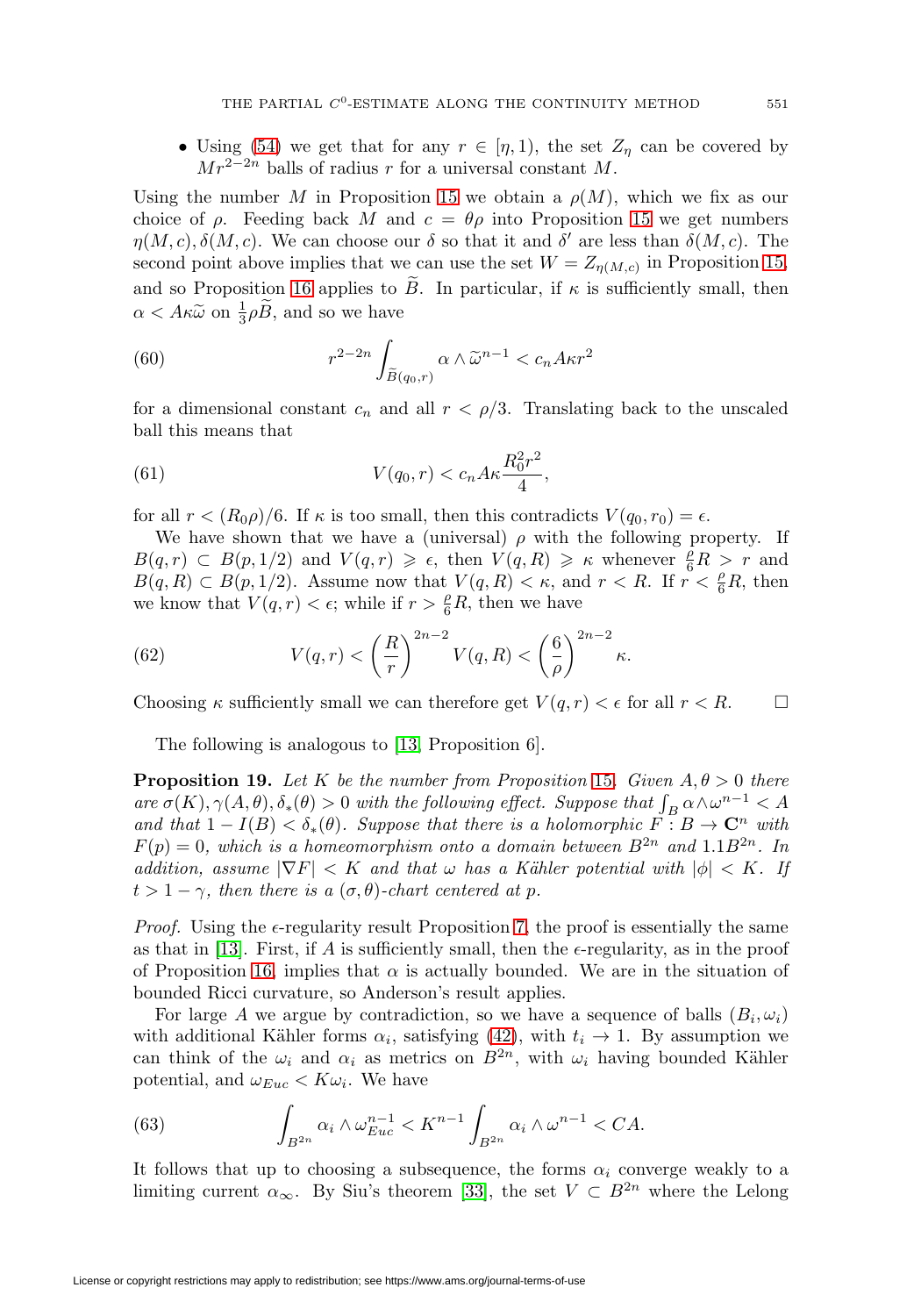- Using (54) we get that for any $r \in [\eta, 1)$, the set $Z_\eta$ can be covered by $Mr^{2-2n}$ balls of radius $r$ for a universal constant $M$.

Using the number $M$ in Proposition 15 we obtain a $\rho(M)$, which we fix as our choice of $\rho$. Feeding back $M$ and $c = \theta\rho$ into Proposition 15 we get numbers $\eta(M,c), \delta(M,c)$. We can choose our $\delta$ so that it and $\delta'$ are less than $\delta(M,c)$. The second point above implies that we can use the set $W = Z_{\eta(M,c)}$ in Proposition 15, and so Proposition 16 applies to $\widetilde{B}$. In particular, if $\kappa$ is sufficiently small, then $\alpha < A\kappa\widetilde{\omega}$ on $\frac{1}{3}\rho\widetilde{B}$, and so we have

$$r^{2-2n} \int_{\widetilde{B}(q_0,r)} \alpha \wedge \widetilde{\omega}^{n-1} < c_n A\kappa r^2 \tag{60}$$

for a dimensional constant $c_n$ and all $r < \rho/3$. Translating back to the unscaled ball this means that

$$V(q_0, r) < c_n A\kappa \frac{R_0^2 r^2}{4}, \tag{61}$$

for all $r < (R_0\rho)/6$. If $\kappa$ is too small, then this contradicts $V(q_0, r_0) = \epsilon$.

We have shown that we have a (universal) $\rho$ with the following property. If $B(q,r) \subset B(p,1/2)$ and $V(q,r) \geqslant \epsilon$, then $V(q,R) \geqslant \kappa$ whenever $\frac{\rho}{6}R > r$ and $B(q,R) \subset B(p,1/2)$. Assume now that $V(q,R) < \kappa$, and $r < R$. If $r < \frac{\rho}{6}R$, then we know that $V(q,r) < \epsilon$; while if $r > \frac{\rho}{6}R$, then we have

$$V(q,r) < \left(\frac{R}{r}\right)^{2n-2} V(q,R) < \left(\frac{6}{\rho}\right)^{2n-2}\kappa. \tag{62}$$

Choosing $\kappa$ sufficiently small we can therefore get $V(q,r) < \epsilon$ for all $r < R$. $\square$

The following is analogous to [13, Proposition 6].

**Proposition 19.** *Let $K$ be the number from Proposition 15. Given $A, \theta > 0$ there are $\sigma(K), \gamma(A,\theta), \delta_*(\theta) > 0$ with the following effect. Suppose that $\int_B \alpha \wedge \omega^{n-1} < A$ and that $1 - I(B) < \delta_*(\theta)$. Suppose that there is a holomorphic $F : B \to \mathbf{C}^n$ with $F(p) = 0$, which is a homeomorphism onto a domain between $B^{2n}$ and $1.1B^{2n}$. In addition, assume $|\nabla F| < K$ and that $\omega$ has a Kähler potential with $|\phi| < K$. If $t > 1 - \gamma$, then there is a $(\sigma, \theta)$-chart centered at $p$.*

*Proof.* Using the $\epsilon$-regularity result Proposition 7, the proof is essentially the same as that in [13]. First, if $A$ is sufficiently small, then the $\epsilon$-regularity, as in the proof of Proposition 16, implies that $\alpha$ is actually bounded. We are in the situation of bounded Ricci curvature, so Anderson's result applies.

For large $A$ we argue by contradiction, so we have a sequence of balls $(B_i, \omega_i)$ with additional Kähler forms $\alpha_i$, satisfying (42), with $t_i \to 1$. By assumption we can think of the $\omega_i$ and $\alpha_i$ as metrics on $B^{2n}$, with $\omega_i$ having bounded Kähler potential, and $\omega_{Euc} < K\omega_i$. We have

$$\int_{B^{2n}} \alpha_i \wedge \omega_{Euc}^{n-1} < K^{n-1} \int_{B^{2n}} \alpha_i \wedge \omega^{n-1} < CA. \tag{63}$$

It follows that up to choosing a subsequence, the forms $\alpha_i$ converge weakly to a limiting current $\alpha_\infty$. By Siu's theorem [33], the set $V \subset B^{2n}$ where the Lelong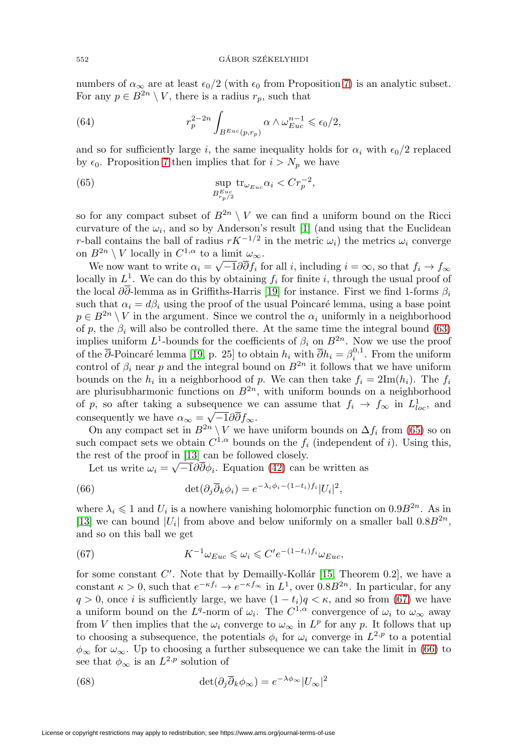numbers of $\alpha_\infty$ are at least $\epsilon_0/2$ (with $\epsilon_0$ from Proposition 7) is an analytic subset. For any $p \in B^{2n} \setminus V$, there is a radius $r_p$, such that

$$
r_p^{2-2n} \int_{B^{Euc}(p,r_p)} \alpha \wedge \omega_{Euc}^{n-1} \leqslant \epsilon_0/2, \tag{64}
$$

and so for sufficiently large $i$, the same inequality holds for $\alpha_i$ with $\epsilon_0/2$ replaced by $\epsilon_0$. Proposition 7 then implies that for $i > N_p$ we have

$$
\sup_{B^{Euc}_{r_p/2}} \mathrm{tr}_{\omega_{Euc}} \alpha_i < C r_p^{-2}, \tag{65}
$$

so for any compact subset of $B^{2n} \setminus V$ we can find a uniform bound on the Ricci curvature of the $\omega_i$, and so by Anderson's result [1] (and using that the Euclidean $r$-ball contains the ball of radius $rK^{-1/2}$ in the metric $\omega_i$) the metrics $\omega_i$ converge on $B^{2n} \setminus V$ locally in $C^{1,\alpha}$ to a limit $\omega_\infty$.

We now want to write $\alpha_i = \sqrt{-1}\partial\overline{\partial} f_i$ for all $i$, including $i = \infty$, so that $f_i \to f_\infty$ locally in $L^1$. We can do this by obtaining $f_i$ for finite $i$, through the usual proof of the local $\partial\overline{\partial}$-lemma as in Griffiths-Harris [19] for instance. First we find 1-forms $\beta_i$ such that $\alpha_i = d\beta_i$ using the proof of the usual Poincaré lemma, using a base point $p \in B^{2n} \setminus V$ in the argument. Since we control the $\alpha_i$ uniformly in a neighborhood of $p$, the $\beta_i$ will also be controlled there. At the same time the integral bound (63) implies uniform $L^1$-bounds for the coefficients of $\beta_i$ on $B^{2n}$. Now we use the proof of the $\overline{\partial}$-Poincaré lemma [19, p. 25] to obtain $h_i$ with $\overline{\partial} h_i = \beta_i^{0,1}$. From the uniform control of $\beta_i$ near $p$ and the integral bound on $B^{2n}$ it follows that we have uniform bounds on the $h_i$ in a neighborhood of $p$. We can then take $f_i = 2\mathrm{Im}(h_i)$. The $f_i$ are plurisubharmonic functions on $B^{2n}$, with uniform bounds on a neighborhood of $p$, so after taking a subsequence we can assume that $f_i \to f_\infty$ in $L^1_{loc}$, and consequently we have $\alpha_\infty = \sqrt{-1}\partial\overline{\partial} f_\infty$.

On any compact set in $B^{2n} \setminus V$ we have uniform bounds on $\Delta f_i$ from (65) so on such compact sets we obtain $C^{1,\alpha}$ bounds on the $f_i$ (independent of $i$). Using this, the rest of the proof in [13] can be followed closely.

Let us write $\omega_i = \sqrt{-1}\partial\overline{\partial}\phi_i$. Equation (42) can be written as

$$
\det(\partial_j \overline{\partial}_k \phi_i) = e^{-\lambda_i \phi_i - (1-t_i) f_i} |U_i|^2, \tag{66}
$$

where $\lambda_i \leqslant 1$ and $U_i$ is a nowhere vanishing holomorphic function on $0.9B^{2n}$. As in [13] we can bound $|U_i|$ from above and below uniformly on a smaller ball $0.8B^{2n}$, and so on this ball we get

$$
K^{-1}\omega_{Euc} \leqslant \omega_i \leqslant C' e^{-(1-t_i)f_i} \omega_{Euc}, \tag{67}
$$

for some constant $C'$. Note that by Demailly-Kollár [15, Theorem 0.2], we have a constant $\kappa > 0$, such that $e^{-\kappa f_i} \to e^{-\kappa f_\infty}$ in $L^1$, over $0.8B^{2n}$. In particular, for any $q > 0$, once $i$ is sufficiently large, we have $(1 - t_i)q < \kappa$, and so from (67) we have a uniform bound on the $L^q$-norm of $\omega_i$. The $C^{1,\alpha}$ convergence of $\omega_i$ to $\omega_\infty$ away from $V$ then implies that the $\omega_i$ converge to $\omega_\infty$ in $L^p$ for any $p$. It follows that up to choosing a subsequence, the potentials $\phi_i$ for $\omega_i$ converge in $L^{2,p}$ to a potential $\phi_\infty$ for $\omega_\infty$. Up to choosing a further subsequence we can take the limit in (66) to see that $\phi_\infty$ is an $L^{2,p}$ solution of

$$
\det(\partial_j \overline{\partial}_k \phi_\infty) = e^{-\lambda \phi_\infty} |U_\infty|^2 \tag{68}
$$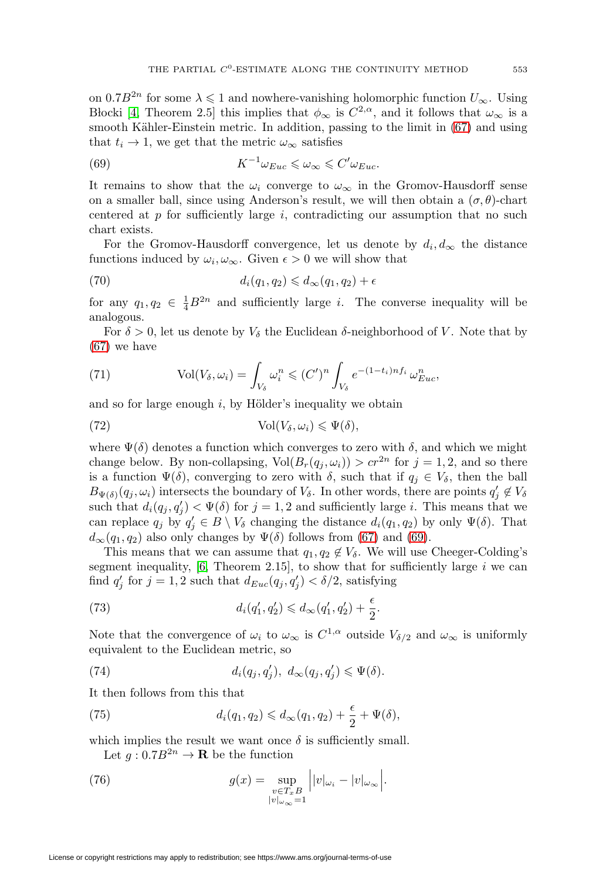on $0.7B^{2n}$ for some $\lambda \leqslant 1$ and nowhere-vanishing holomorphic function $U_\infty$. Using Błocki [4, Theorem 2.5] this implies that $\phi_\infty$ is $C^{2,\alpha}$, and it follows that $\omega_\infty$ is a smooth Kähler-Einstein metric. In addition, passing to the limit in (67) and using that $t_i \to 1$, we get that the metric $\omega_\infty$ satisfies

$$K^{-1}\omega_{Euc} \leqslant \omega_\infty \leqslant C'\omega_{Euc}. \tag{69}$$

It remains to show that the $\omega_i$ converge to $\omega_\infty$ in the Gromov-Hausdorff sense on a smaller ball, since using Anderson's result, we will then obtain a $(\sigma,\theta)$-chart centered at $p$ for sufficiently large $i$, contradicting our assumption that no such chart exists.

For the Gromov-Hausdorff convergence, let us denote by $d_i, d_\infty$ the distance functions induced by $\omega_i, \omega_\infty$. Given $\epsilon > 0$ we will show that

$$d_i(q_1,q_2) \leqslant d_\infty(q_1,q_2) + \epsilon \tag{70}$$

for any $q_1,q_2 \in \frac{1}{4}B^{2n}$ and sufficiently large $i$. The converse inequality will be analogous.

For $\delta > 0$, let us denote by $V_\delta$ the Euclidean $\delta$-neighborhood of $V$. Note that by (67) we have

$$\mathrm{Vol}(V_\delta,\omega_i) = \int_{V_\delta} \omega_i^n \leqslant (C')^n \int_{V_\delta} e^{-(1-t_i)nf_i}\,\omega_{Euc}^n, \tag{71}$$

and so for large enough $i$, by Hölder's inequality we obtain

$$\mathrm{Vol}(V_\delta,\omega_i) \leqslant \Psi(\delta), \tag{72}$$

where $\Psi(\delta)$ denotes a function which converges to zero with $\delta$, and which we might change below. By non-collapsing, $\mathrm{Vol}(B_r(q_j,\omega_i)) > cr^{2n}$ for $j=1,2$, and so there is a function $\Psi(\delta)$, converging to zero with $\delta$, such that if $q_j \in V_\delta$, then the ball $B_{\Psi(\delta)}(q_j,\omega_i)$ intersects the boundary of $V_\delta$. In other words, there are points $q_j' \notin V_\delta$ such that $d_i(q_j,q_j') < \Psi(\delta)$ for $j=1,2$ and sufficiently large $i$. This means that we can replace $q_j$ by $q_j' \in B \setminus V_\delta$ changing the distance $d_i(q_1,q_2)$ by only $\Psi(\delta)$. That $d_\infty(q_1,q_2)$ also only changes by $\Psi(\delta)$ follows from (67) and (69).

This means that we can assume that $q_1,q_2 \notin V_\delta$. We will use Cheeger-Colding's segment inequality, [6, Theorem 2.15], to show that for sufficiently large $i$ we can find $q_j'$ for $j=1,2$ such that $d_{Euc}(q_j,q_j') < \delta/2$, satisfying

$$d_i(q_1',q_2') \leqslant d_\infty(q_1',q_2') + \frac{\epsilon}{2}. \tag{73}$$

Note that the convergence of $\omega_i$ to $\omega_\infty$ is $C^{1,\alpha}$ outside $V_{\delta/2}$ and $\omega_\infty$ is uniformly equivalent to the Euclidean metric, so

$$d_i(q_j,q_j'),\ d_\infty(q_j,q_j') \leqslant \Psi(\delta). \tag{74}$$

It then follows from this that

$$d_i(q_1,q_2) \leqslant d_\infty(q_1,q_2) + \frac{\epsilon}{2} + \Psi(\delta), \tag{75}$$

which implies the result we want once $\delta$ is sufficiently small.

Let $g : 0.7B^{2n} \to \mathbf{R}$ be the function

$$g(x) = \sup_{\substack{v\in T_xB\\ |v|_{\omega_\infty}=1}} \Big| |v|_{\omega_i} - |v|_{\omega_\infty} \Big|. \tag{76}$$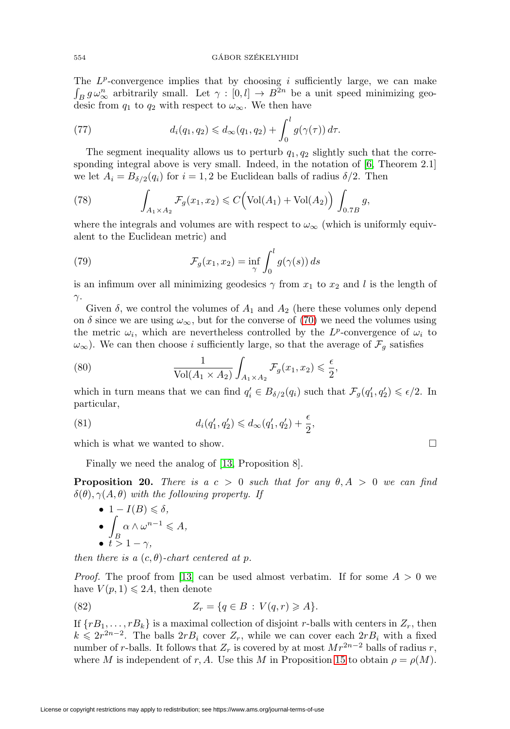The $L^p$-convergence implies that by choosing $i$ sufficiently large, we can make $\int_B g\,\omega_\infty^n$ arbitrarily small. Let $\gamma : [0,l] \to B^{2n}$ be a unit speed minimizing geodesic from $q_1$ to $q_2$ with respect to $\omega_\infty$. We then have

$$d_i(q_1,q_2) \leqslant d_\infty(q_1,q_2) + \int_0^l g(\gamma(\tau))\,d\tau. \tag{77}$$

The segment inequality allows us to perturb $q_1, q_2$ slightly such that the corresponding integral above is very small. Indeed, in the notation of [6, Theorem 2.1] we let $A_i = B_{\delta/2}(q_i)$ for $i = 1,2$ be Euclidean balls of radius $\delta/2$. Then

$$\int_{A_1\times A_2} \mathcal{F}_g(x_1,x_2) \leqslant C\Big(\mathrm{Vol}(A_1) + \mathrm{Vol}(A_2)\Big)\int_{0.7B} g, \tag{78}$$

where the integrals and volumes are with respect to $\omega_\infty$ (which is uniformly equivalent to the Euclidean metric) and

$$\mathcal{F}_g(x_1,x_2) = \inf_\gamma \int_0^l g(\gamma(s))\,ds \tag{79}$$

is an infimum over all minimizing geodesics $\gamma$ from $x_1$ to $x_2$ and $l$ is the length of $\gamma$.

Given $\delta$, we control the volumes of $A_1$ and $A_2$ (here these volumes only depend on $\delta$ since we are using $\omega_\infty$, but for the converse of (70) we need the volumes using the metric $\omega_i$, which are nevertheless controlled by the $L^p$-convergence of $\omega_i$ to $\omega_\infty$). We can then choose $i$ sufficiently large, so that the average of $\mathcal{F}_g$ satisfies

$$\frac{1}{\mathrm{Vol}(A_1\times A_2)}\int_{A_1\times A_2} \mathcal{F}_g(x_1,x_2) \leqslant \frac{\epsilon}{2}, \tag{80}$$

which in turn means that we can find $q_i' \in B_{\delta/2}(q_i)$ such that $\mathcal{F}_g(q_1',q_2') \leqslant \epsilon/2$. In particular,

$$d_i(q_1',q_2') \leqslant d_\infty(q_1',q_2') + \frac{\epsilon}{2}, \tag{81}$$

which is what we wanted to show. □

Finally we need the analog of [13, Proposition 8].

**Proposition 20.** *There is a $c > 0$ such that for any $\theta, A > 0$ we can find $\delta(\theta), \gamma(A,\theta)$ with the following property. If*

- $1 - I(B) \leqslant \delta$,
- $\int_B \alpha \wedge \omega^{n-1} \leqslant A$,
- $t > 1 - \gamma$,

*then there is a $(c,\theta)$-chart centered at $p$.*

*Proof.* The proof from [13] can be used almost verbatim. If for some $A > 0$ we have $V(p,1) \leqslant 2A$, then denote

$$Z_r = \{q \in B \,:\, V(q,r) \geqslant A\}. \tag{82}$$

If $\{rB_1, \ldots, rB_k\}$ is a maximal collection of disjoint $r$-balls with centers in $Z_r$, then $k \leqslant 2r^{2n-2}$. The balls $2rB_i$ cover $Z_r$, while we can cover each $2rB_i$ with a fixed number of $r$-balls. It follows that $Z_r$ is covered by at most $Mr^{2n-2}$ balls of radius $r$, where $M$ is independent of $r, A$. Use this $M$ in Proposition 15 to obtain $\rho = \rho(M)$.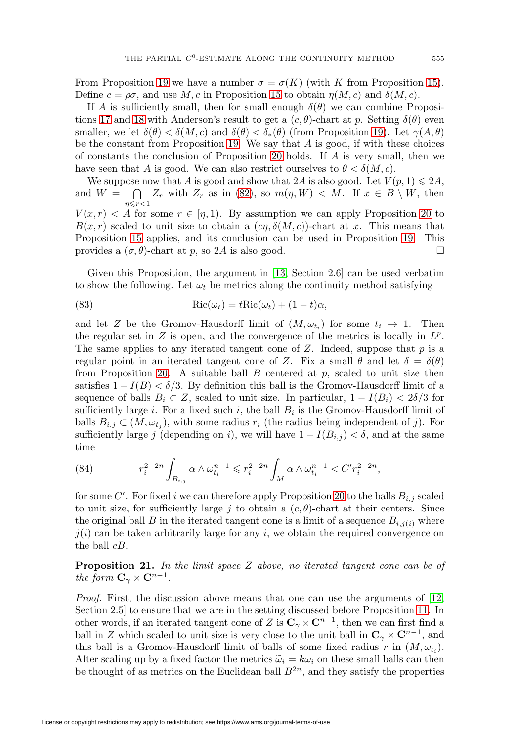From Proposition 19 we have a number $\sigma = \sigma(K)$ (with $K$ from Proposition 15). Define $c = \rho\sigma$, and use $M, c$ in Proposition 15 to obtain $\eta(M, c)$ and $\delta(M, c)$.

If $A$ is sufficiently small, then for small enough $\delta(\theta)$ we can combine Propositions 17 and 18 with Anderson's result to get a $(c, \theta)$-chart at $p$. Setting $\delta(\theta)$ even smaller, we let $\delta(\theta) < \delta(M, c)$ and $\delta(\theta) < \delta_*(\theta)$ (from Proposition 19). Let $\gamma(A, \theta)$ be the constant from Proposition 19. We say that $A$ is good, if with these choices of constants the conclusion of Proposition 20 holds. If $A$ is very small, then we have seen that $A$ is good. We can also restrict ourselves to $\theta < \delta(M, c)$.

We suppose now that $A$ is good and show that $2A$ is also good. Let $V(p, 1) \leqslant 2A$, and $W = \bigcap_{\eta \leqslant r < 1} Z_r$ with $Z_r$ as in (82), so $m(\eta, W) < M$. If $x \in B \setminus W$, then $V(x, r) < A$ for some $r \in [\eta, 1)$. By assumption we can apply Proposition 20 to $B(x, r)$ scaled to unit size to obtain a $(c\eta, \delta(M, c))$-chart at $x$. This means that Proposition 15 applies, and its conclusion can be used in Proposition 19. This provides a $(\sigma, \theta)$-chart at $p$, so $2A$ is also good. $\square$

Given this Proposition, the argument in [13, Section 2.6] can be used verbatim to show the following. Let $\omega_t$ be metrics along the continuity method satisfying

$$\mathrm{Ric}(\omega_t) = t\mathrm{Ric}(\omega_t) + (1-t)\alpha, \tag{83}$$

and let $Z$ be the Gromov-Hausdorff limit of $(M, \omega_{t_i})$ for some $t_i \to 1$. Then the regular set in $Z$ is open, and the convergence of the metrics is locally in $L^p$. The same applies to any iterated tangent cone of $Z$. Indeed, suppose that $p$ is a regular point in an iterated tangent cone of $Z$. Fix a small $\theta$ and let $\delta = \delta(\theta)$ from Proposition 20. A suitable ball $B$ centered at $p$, scaled to unit size then satisfies $1 - I(B) < \delta/3$. By definition this ball is the Gromov-Hausdorff limit of a sequence of balls $B_i \subset Z$, scaled to unit size. In particular, $1 - I(B_i) < 2\delta/3$ for sufficiently large $i$. For a fixed such $i$, the ball $B_i$ is the Gromov-Hausdorff limit of balls $B_{i,j} \subset (M, \omega_{t_j})$, with some radius $r_i$ (the radius being independent of $j$). For sufficiently large $j$ (depending on $i$), we will have $1 - I(B_{i,j}) < \delta$, and at the same time

$$r_i^{2-2n} \int_{B_{i,j}} \alpha \wedge \omega_{t_i}^{n-1} \leqslant r_i^{2-2n} \int_M \alpha \wedge \omega_{t_i}^{n-1} < C' r_i^{2-2n}, \tag{84}$$

for some $C'$. For fixed $i$ we can therefore apply Proposition 20 to the balls $B_{i,j}$ scaled to unit size, for sufficiently large $j$ to obtain a $(c, \theta)$-chart at their centers. Since the original ball $B$ in the iterated tangent cone is a limit of a sequence $B_{i,j(i)}$ where $j(i)$ can be taken arbitrarily large for any $i$, we obtain the required convergence on the ball $cB$.

**Proposition 21.** *In the limit space $Z$ above, no iterated tangent cone can be of the form $\mathbf{C}_\gamma \times \mathbf{C}^{n-1}$.*

*Proof.* First, the discussion above means that one can use the arguments of [12, Section 2.5] to ensure that we are in the setting discussed before Proposition 11. In other words, if an iterated tangent cone of $Z$ is $\mathbf{C}_\gamma \times \mathbf{C}^{n-1}$, then we can first find a ball in $Z$ which scaled to unit size is very close to the unit ball in $\mathbf{C}_\gamma \times \mathbf{C}^{n-1}$, and this ball is a Gromov-Hausdorff limit of balls of some fixed radius $r$ in $(M, \omega_{t_i})$. After scaling up by a fixed factor the metrics $\widetilde{\omega}_i = k\omega_i$ on these small balls can then be thought of as metrics on the Euclidean ball $B^{2n}$, and they satisfy the properties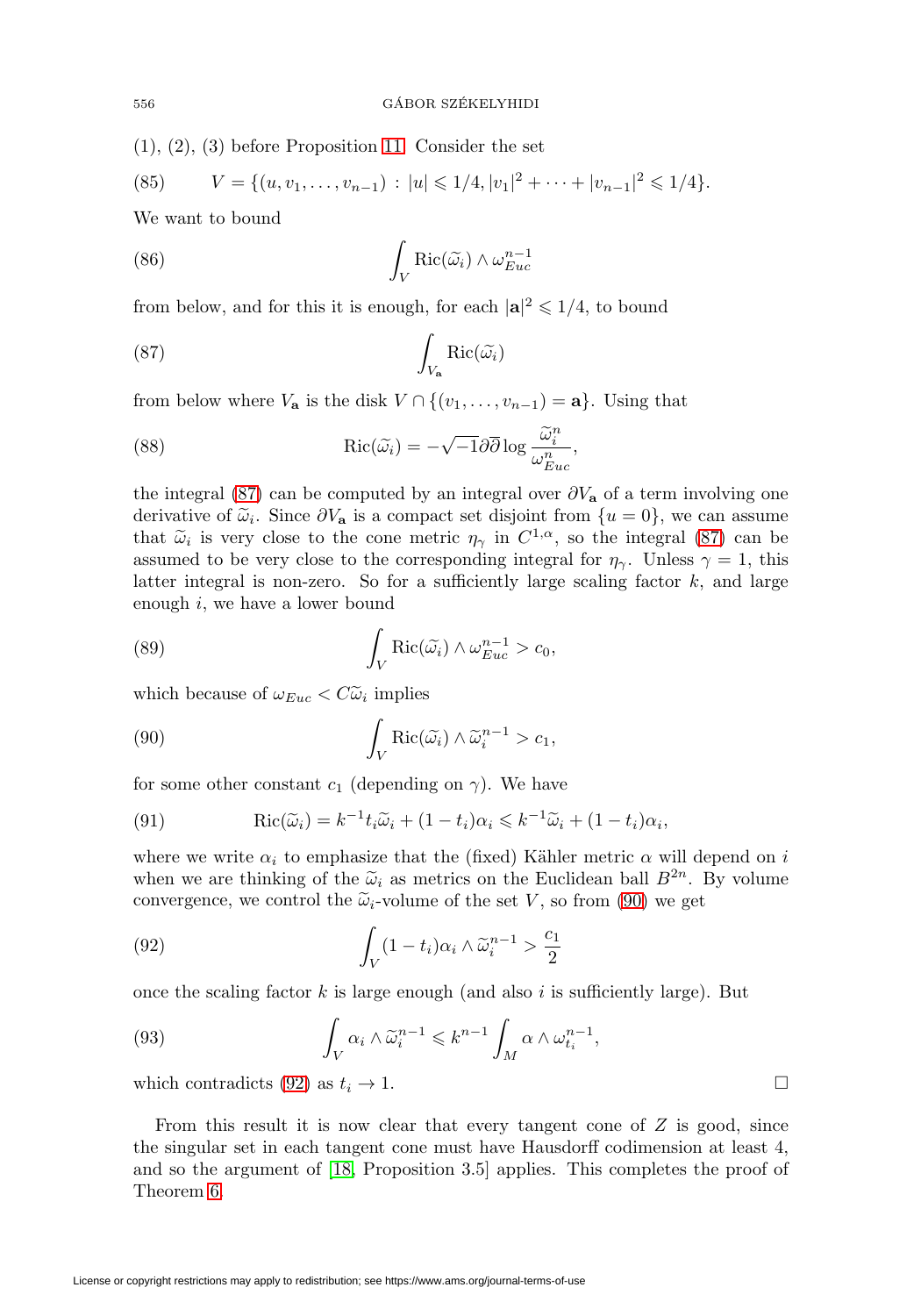(1), (2), (3) before Proposition 11. Consider the set

$$V = \{(u, v_1, \ldots, v_{n-1}) \,:\, |u| \leqslant 1/4, |v_1|^2 + \cdots + |v_{n-1}|^2 \leqslant 1/4\}. \tag{85}$$

We want to bound

$$\int_V \mathrm{Ric}(\widetilde{\omega}_i) \wedge \omega_{Euc}^{n-1} \tag{86}$$

from below, and for this it is enough, for each $|\mathbf{a}|^2 \leqslant 1/4$, to bound

$$\int_{V_{\mathbf{a}}} \mathrm{Ric}(\widetilde{\omega}_i) \tag{87}$$

from below where $V_{\mathbf{a}}$ is the disk $V \cap \{(v_1, \ldots, v_{n-1}) = \mathbf{a}\}$. Using that

$$\mathrm{Ric}(\widetilde{\omega}_i) = -\sqrt{-1}\partial\overline{\partial} \log \frac{\widetilde{\omega}_i^n}{\omega_{Euc}^n}, \tag{88}$$

the integral (87) can be computed by an integral over $\partial V_{\mathbf{a}}$ of a term involving one derivative of $\widetilde{\omega}_i$. Since $\partial V_{\mathbf{a}}$ is a compact set disjoint from $\{u = 0\}$, we can assume that $\widetilde{\omega}_i$ is very close to the cone metric $\eta_\gamma$ in $C^{1,\alpha}$, so the integral (87) can be assumed to be very close to the corresponding integral for $\eta_\gamma$. Unless $\gamma = 1$, this latter integral is non-zero. So for a sufficiently large scaling factor $k$, and large enough $i$, we have a lower bound

$$\int_V \mathrm{Ric}(\widetilde{\omega}_i) \wedge \omega_{Euc}^{n-1} > c_0, \tag{89}$$

which because of $\omega_{Euc} < C\widetilde{\omega}_i$ implies

$$\int_V \mathrm{Ric}(\widetilde{\omega}_i) \wedge \widetilde{\omega}_i^{n-1} > c_1, \tag{90}$$

for some other constant $c_1$ (depending on $\gamma$). We have

$$\mathrm{Ric}(\widetilde{\omega}_i) = k^{-1} t_i \widetilde{\omega}_i + (1 - t_i)\alpha_i \leqslant k^{-1}\widetilde{\omega}_i + (1 - t_i)\alpha_i, \tag{91}$$

where we write $\alpha_i$ to emphasize that the (fixed) Kähler metric $\alpha$ will depend on $i$ when we are thinking of the $\widetilde{\omega}_i$ as metrics on the Euclidean ball $B^{2n}$. By volume convergence, we control the $\widetilde{\omega}_i$-volume of the set $V$, so from (90) we get

$$\int_V (1 - t_i)\alpha_i \wedge \widetilde{\omega}_i^{n-1} > \frac{c_1}{2} \tag{92}$$

once the scaling factor $k$ is large enough (and also $i$ is sufficiently large). But

$$\int_V \alpha_i \wedge \widetilde{\omega}_i^{n-1} \leqslant k^{n-1} \int_M \alpha \wedge \omega_{t_i}^{n-1}, \tag{93}$$

which contradicts (92) as $t_i \to 1$. $\square$

From this result it is now clear that every tangent cone of $Z$ is good, since the singular set in each tangent cone must have Hausdorff codimension at least 4, and so the argument of [18, Proposition 3.5] applies. This completes the proof of Theorem 6.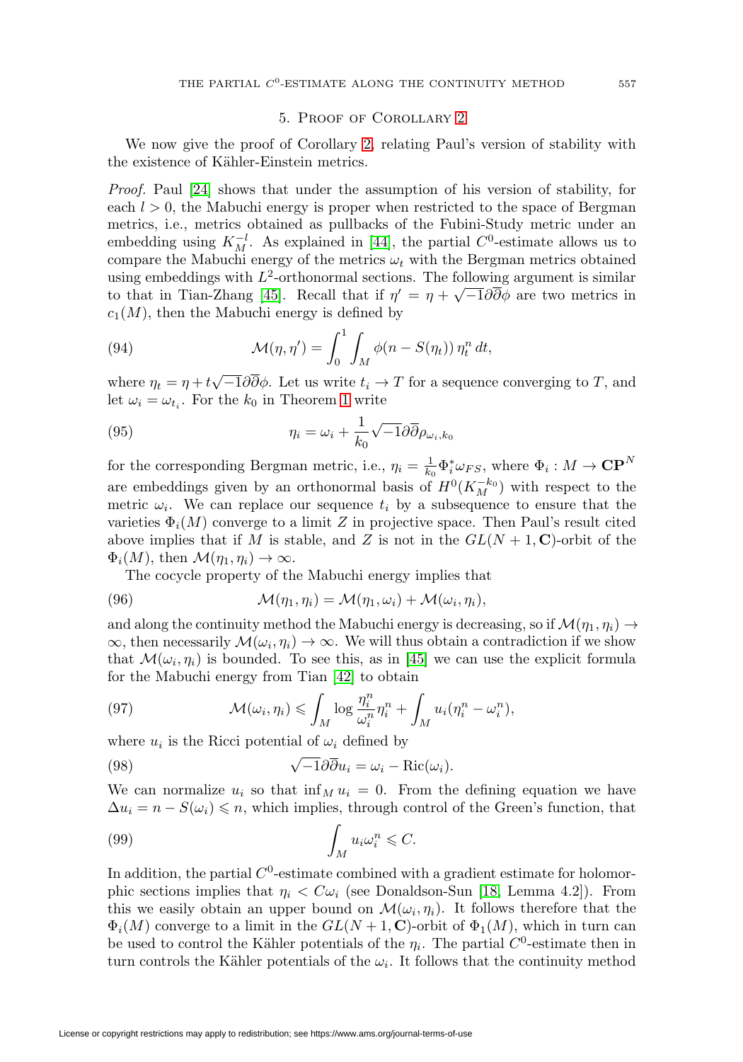## 5. Proof of Corollary 2

We now give the proof of Corollary 2, relating Paul's version of stability with the existence of Kähler-Einstein metrics.

*Proof.* Paul [24] shows that under the assumption of his version of stability, for each $l > 0$, the Mabuchi energy is proper when restricted to the space of Bergman metrics, i.e., metrics obtained as pullbacks of the Fubini-Study metric under an embedding using $K_M^{-l}$. As explained in [44], the partial $C^0$-estimate allows us to compare the Mabuchi energy of the metrics $\omega_t$ with the Bergman metrics obtained using embeddings with $L^2$-orthonormal sections. The following argument is similar to that in Tian-Zhang [45]. Recall that if $\eta' = \eta + \sqrt{-1}\partial\overline{\partial}\phi$ are two metrics in $c_1(M)$, then the Mabuchi energy is defined by

$$\mathcal{M}(\eta, \eta') = \int_0^1 \int_M \phi(n - S(\eta_t))\, \eta_t^n \, dt, \tag{94}$$

where $\eta_t = \eta + t\sqrt{-1}\partial\overline{\partial}\phi$. Let us write $t_i \to T$ for a sequence converging to $T$, and let $\omega_i = \omega_{t_i}$. For the $k_0$ in Theorem 1 write

$$\eta_i = \omega_i + \frac{1}{k_0}\sqrt{-1}\partial\overline{\partial}\rho_{\omega_i, k_0} \tag{95}$$

for the corresponding Bergman metric, i.e., $\eta_i = \frac{1}{k_0}\Phi_i^*\omega_{FS}$, where $\Phi_i : M \to \mathbf{CP}^N$ are embeddings given by an orthonormal basis of $H^0(K_M^{-k_0})$ with respect to the metric $\omega_i$. We can replace our sequence $t_i$ by a subsequence to ensure that the varieties $\Phi_i(M)$ converge to a limit $Z$ in projective space. Then Paul's result cited above implies that if $M$ is stable, and $Z$ is not in the $GL(N+1, \mathbf{C})$-orbit of the $\Phi_i(M)$, then $\mathcal{M}(\eta_1, \eta_i) \to \infty$.

The cocycle property of the Mabuchi energy implies that

$$\mathcal{M}(\eta_1, \eta_i) = \mathcal{M}(\eta_1, \omega_i) + \mathcal{M}(\omega_i, \eta_i), \tag{96}$$

and along the continuity method the Mabuchi energy is decreasing, so if $\mathcal{M}(\eta_1, \eta_i) \to \infty$, then necessarily $\mathcal{M}(\omega_i, \eta_i) \to \infty$. We will thus obtain a contradiction if we show that $\mathcal{M}(\omega_i, \eta_i)$ is bounded. To see this, as in [45] we can use the explicit formula for the Mabuchi energy from Tian [42] to obtain

$$\mathcal{M}(\omega_i, \eta_i) \leqslant \int_M \log \frac{\eta_i^n}{\omega_i^n}\eta_i^n + \int_M u_i(\eta_i^n - \omega_i^n), \tag{97}$$

where $u_i$ is the Ricci potential of $\omega_i$ defined by

$$\sqrt{-1}\partial\overline{\partial}u_i = \omega_i - \mathrm{Ric}(\omega_i). \tag{98}$$

We can normalize $u_i$ so that $\inf_M u_i = 0$. From the defining equation we have $\Delta u_i = n - S(\omega_i) \leqslant n$, which implies, through control of the Green's function, that

$$\int_M u_i \omega_i^n \leqslant C. \tag{99}$$

In addition, the partial $C^0$-estimate combined with a gradient estimate for holomorphic sections implies that $\eta_i < C\omega_i$ (see Donaldson-Sun [18, Lemma 4.2]). From this we easily obtain an upper bound on $\mathcal{M}(\omega_i, \eta_i)$. It follows therefore that the $\Phi_i(M)$ converge to a limit in the $GL(N+1, \mathbf{C})$-orbit of $\Phi_1(M)$, which in turn can be used to control the Kähler potentials of the $\eta_i$. The partial $C^0$-estimate then in turn controls the Kähler potentials of the $\omega_i$. It follows that the continuity method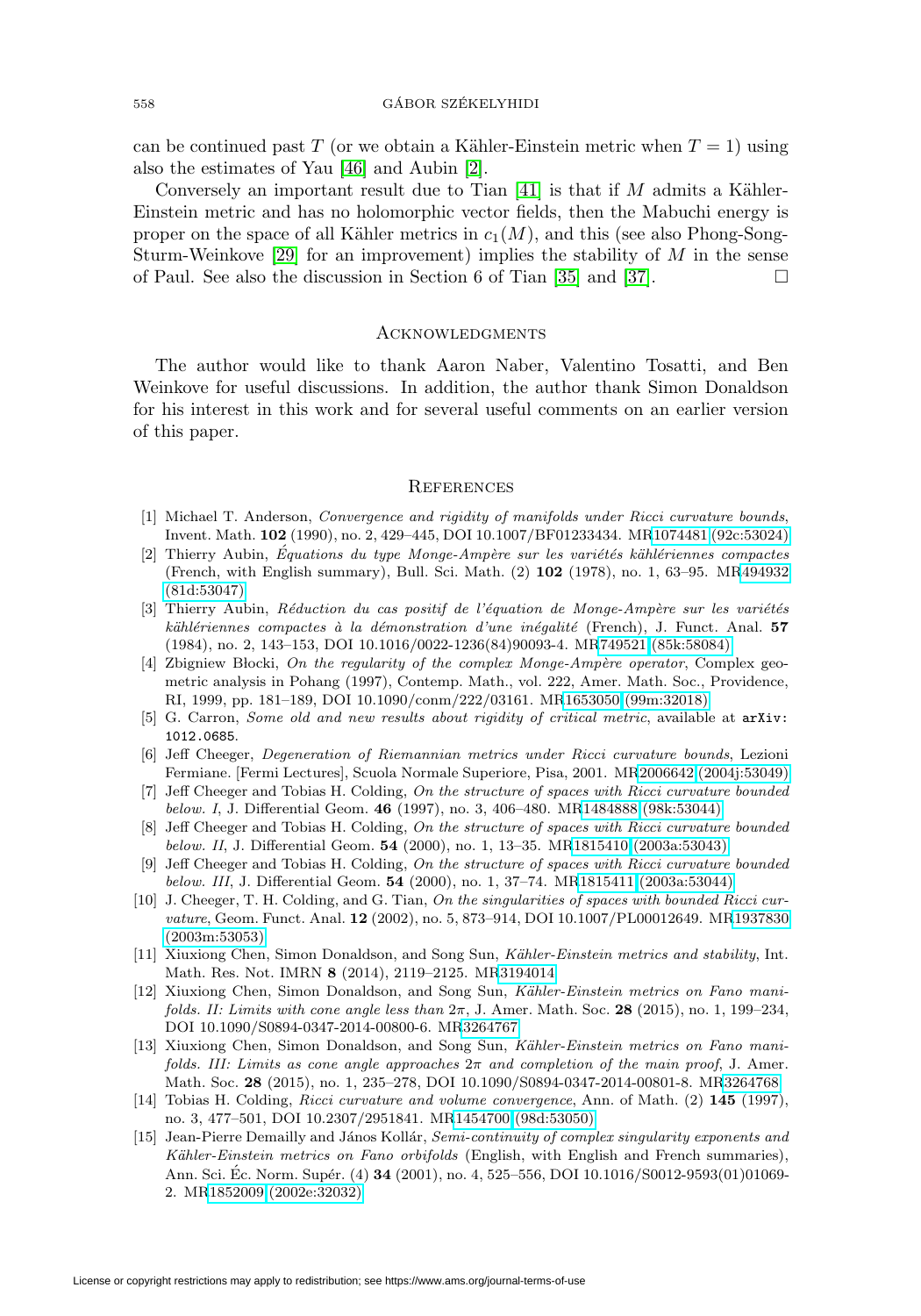can be continued past $T$ (or we obtain a Kähler-Einstein metric when $T = 1$) using also the estimates of Yau [46] and Aubin [2].

Conversely an important result due to Tian [41] is that if $M$ admits a Kähler-Einstein metric and has no holomorphic vector fields, then the Mabuchi energy is proper on the space of all Kähler metrics in $c_1(M)$, and this (see also Phong-Song-Sturm-Weinkove [29] for an improvement) implies the stability of $M$ in the sense of Paul. See also the discussion in Section 6 of Tian [35] and [37]. □

## Acknowledgments

The author would like to thank Aaron Naber, Valentino Tosatti, and Ben Weinkove for useful discussions. In addition, the author thank Simon Donaldson for his interest in this work and for several useful comments on an earlier version of this paper.

## References

[1] Michael T. Anderson, *Convergence and rigidity of manifolds under Ricci curvature bounds*, Invent. Math. **102** (1990), no. 2, 429–445, DOI 10.1007/BF01233434. MR1074481 (92c:53024)

[2] Thierry Aubin, *Équations du type Monge-Ampère sur les variétés kählériennes compactes* (French, with English summary), Bull. Sci. Math. (2) **102** (1978), no. 1, 63–95. MR494932 (81d:53047)

[3] Thierry Aubin, *Réduction du cas positif de l'équation de Monge-Ampère sur les variétés kählériennes compactes à la démonstration d'une inégalité* (French), J. Funct. Anal. **57** (1984), no. 2, 143–153, DOI 10.1016/0022-1236(84)90093-4. MR749521 (85k:58084)

[4] Zbigniew Błocki, *On the regularity of the complex Monge-Ampère operator*, Complex geometric analysis in Pohang (1997), Contemp. Math., vol. 222, Amer. Math. Soc., Providence, RI, 1999, pp. 181–189, DOI 10.1090/conm/222/03161. MR1653050 (99m:32018)

[5] G. Carron, *Some old and new results about rigidity of critical metric*, available at `arXiv: 1012.0685`.

[6] Jeff Cheeger, *Degeneration of Riemannian metrics under Ricci curvature bounds*, Lezioni Fermiane. [Fermi Lectures], Scuola Normale Superiore, Pisa, 2001. MR2006642 (2004j:53049)

[7] Jeff Cheeger and Tobias H. Colding, *On the structure of spaces with Ricci curvature bounded below. I*, J. Differential Geom. **46** (1997), no. 3, 406–480. MR1484888 (98k:53044)

[8] Jeff Cheeger and Tobias H. Colding, *On the structure of spaces with Ricci curvature bounded below. II*, J. Differential Geom. **54** (2000), no. 1, 13–35. MR1815410 (2003a:53043)

[9] Jeff Cheeger and Tobias H. Colding, *On the structure of spaces with Ricci curvature bounded below. III*, J. Differential Geom. **54** (2000), no. 1, 37–74. MR1815411 (2003a:53044)

[10] J. Cheeger, T. H. Colding, and G. Tian, *On the singularities of spaces with bounded Ricci curvature*, Geom. Funct. Anal. **12** (2002), no. 5, 873–914, DOI 10.1007/PL00012649. MR1937830 (2003m:53053)

[11] Xiuxiong Chen, Simon Donaldson, and Song Sun, *Kähler-Einstein metrics and stability*, Int. Math. Res. Not. IMRN **8** (2014), 2119–2125. MR3194014

[12] Xiuxiong Chen, Simon Donaldson, and Song Sun, *Kähler-Einstein metrics on Fano manifolds. II: Limits with cone angle less than* $2\pi$, J. Amer. Math. Soc. **28** (2015), no. 1, 199–234, DOI 10.1090/S0894-0347-2014-00800-6. MR3264767

[13] Xiuxiong Chen, Simon Donaldson, and Song Sun, *Kähler-Einstein metrics on Fano manifolds. III: Limits as cone angle approaches* $2\pi$ *and completion of the main proof*, J. Amer. Math. Soc. **28** (2015), no. 1, 235–278, DOI 10.1090/S0894-0347-2014-00801-8. MR3264768

[14] Tobias H. Colding, *Ricci curvature and volume convergence*, Ann. of Math. (2) **145** (1997), no. 3, 477–501, DOI 10.2307/2951841. MR1454700 (98d:53050)

[15] Jean-Pierre Demailly and János Kollár, *Semi-continuity of complex singularity exponents and Kähler-Einstein metrics on Fano orbifolds* (English, with English and French summaries), Ann. Sci. Éc. Norm. Supér. (4) **34** (2001), no. 4, 525–556, DOI 10.1016/S0012-9593(01)01069-2. MR1852009 (2002e:32032)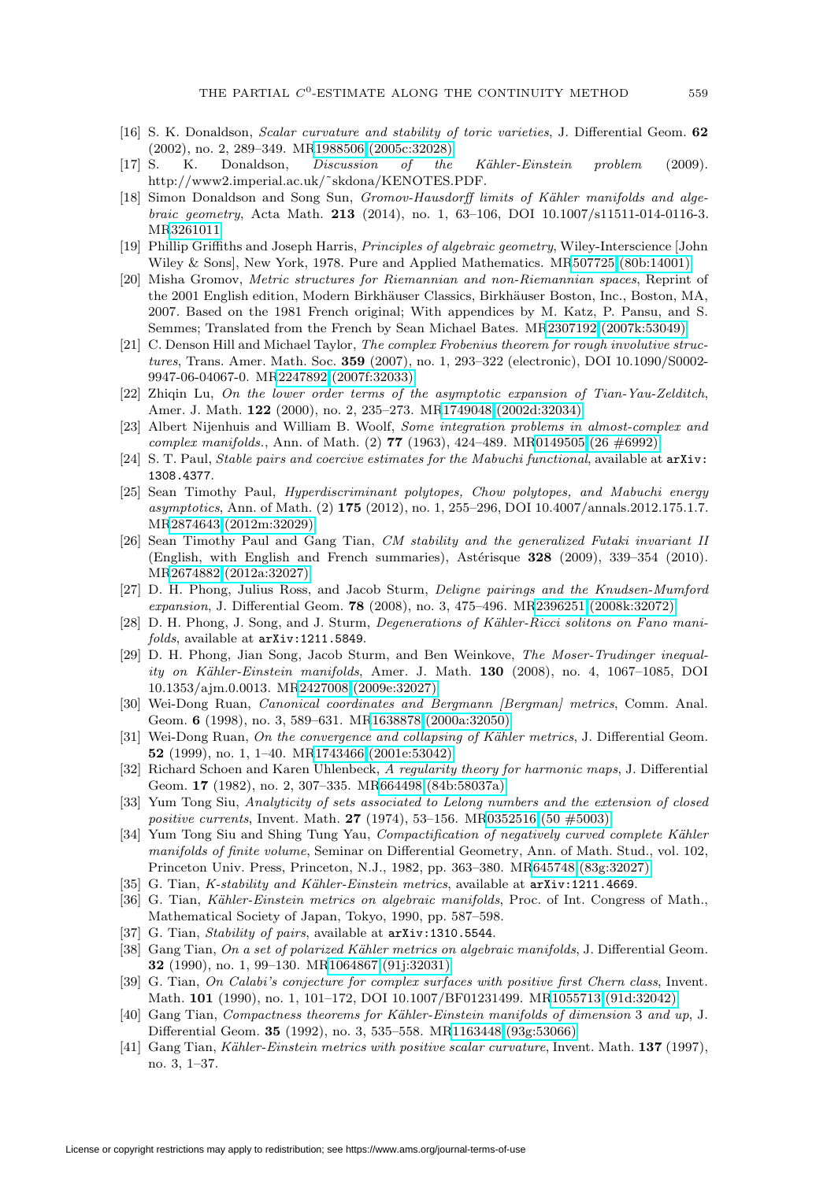[16] S. K. Donaldson, *Scalar curvature and stability of toric varieties*, J. Differential Geom. **62** (2002), no. 2, 289–349. MR1988506 (2005c:32028)

[17] S. K. Donaldson, *Discussion of the Kähler-Einstein problem* (2009). http://www2.imperial.ac.uk/~skdona/KENOTES.PDF.

[18] Simon Donaldson and Song Sun, *Gromov-Hausdorff limits of Kähler manifolds and algebraic geometry*, Acta Math. **213** (2014), no. 1, 63–106, DOI 10.1007/s11511-014-0116-3. MR3261011

[19] Phillip Griffiths and Joseph Harris, *Principles of algebraic geometry*, Wiley-Interscience [John Wiley & Sons], New York, 1978. Pure and Applied Mathematics. MR507725 (80b:14001)

[20] Misha Gromov, *Metric structures for Riemannian and non-Riemannian spaces*, Reprint of the 2001 English edition, Modern Birkhäuser Classics, Birkhäuser Boston, Inc., Boston, MA, 2007. Based on the 1981 French original; With appendices by M. Katz, P. Pansu, and S. Semmes; Translated from the French by Sean Michael Bates. MR2307192 (2007k:53049)

[21] C. Denson Hill and Michael Taylor, *The complex Frobenius theorem for rough involutive structures*, Trans. Amer. Math. Soc. **359** (2007), no. 1, 293–322 (electronic), DOI 10.1090/S0002-9947-06-04067-0. MR2247892 (2007f:32033)

[22] Zhiqin Lu, *On the lower order terms of the asymptotic expansion of Tian-Yau-Zelditch*, Amer. J. Math. **122** (2000), no. 2, 235–273. MR1749048 (2002d:32034)

[23] Albert Nijenhuis and William B. Woolf, *Some integration problems in almost-complex and complex manifolds.*, Ann. of Math. (2) **77** (1963), 424–489. MR0149505 (26 #6992)

[24] S. T. Paul, *Stable pairs and coercive estimates for the Mabuchi functional*, available at `arXiv:1308.4377`.

[25] Sean Timothy Paul, *Hyperdiscriminant polytopes, Chow polytopes, and Mabuchi energy asymptotics*, Ann. of Math. (2) **175** (2012), no. 1, 255–296, DOI 10.4007/annals.2012.175.1.7. MR2874643 (2012m:32029)

[26] Sean Timothy Paul and Gang Tian, *CM stability and the generalized Futaki invariant II* (English, with English and French summaries), Astérisque **328** (2009), 339–354 (2010). MR2674882 (2012a:32027)

[27] D. H. Phong, Julius Ross, and Jacob Sturm, *Deligne pairings and the Knudsen-Mumford expansion*, J. Differential Geom. **78** (2008), no. 3, 475–496. MR2396251 (2008k:32072)

[28] D. H. Phong, J. Song, and J. Sturm, *Degenerations of Kähler-Ricci solitons on Fano manifolds*, available at `arXiv:1211.5849`.

[29] D. H. Phong, Jian Song, Jacob Sturm, and Ben Weinkove, *The Moser-Trudinger inequality on Kähler-Einstein manifolds*, Amer. J. Math. **130** (2008), no. 4, 1067–1085, DOI 10.1353/ajm.0.0013. MR2427008 (2009e:32027)

[30] Wei-Dong Ruan, *Canonical coordinates and Bergmann [Bergman] metrics*, Comm. Anal. Geom. **6** (1998), no. 3, 589–631. MR1638878 (2000a:32050)

[31] Wei-Dong Ruan, *On the convergence and collapsing of Kähler metrics*, J. Differential Geom. **52** (1999), no. 1, 1–40. MR1743466 (2001e:53042)

[32] Richard Schoen and Karen Uhlenbeck, *A regularity theory for harmonic maps*, J. Differential Geom. **17** (1982), no. 2, 307–335. MR664498 (84b:58037a)

[33] Yum Tong Siu, *Analyticity of sets associated to Lelong numbers and the extension of closed positive currents*, Invent. Math. **27** (1974), 53–156. MR0352516 (50 #5003)

[34] Yum Tong Siu and Shing Tung Yau, *Compactification of negatively curved complete Kähler manifolds of finite volume*, Seminar on Differential Geometry, Ann. of Math. Stud., vol. 102, Princeton Univ. Press, Princeton, N.J., 1982, pp. 363–380. MR645748 (83g:32027)

[35] G. Tian, *K-stability and Kähler-Einstein metrics*, available at `arXiv:1211.4669`.

[36] G. Tian, *Kähler-Einstein metrics on algebraic manifolds*, Proc. of Int. Congress of Math., Mathematical Society of Japan, Tokyo, 1990, pp. 587–598.

[37] G. Tian, *Stability of pairs*, available at `arXiv:1310.5544`.

[38] Gang Tian, *On a set of polarized Kähler metrics on algebraic manifolds*, J. Differential Geom. **32** (1990), no. 1, 99–130. MR1064867 (91j:32031)

[39] G. Tian, *On Calabi's conjecture for complex surfaces with positive first Chern class*, Invent. Math. **101** (1990), no. 1, 101–172, DOI 10.1007/BF01231499. MR1055713 (91d:32042)

[40] Gang Tian, *Compactness theorems for Kähler-Einstein manifolds of dimension* 3 *and up*, J. Differential Geom. **35** (1992), no. 3, 535–558. MR1163448 (93g:53066)

[41] Gang Tian, *Kähler-Einstein metrics with positive scalar curvature*, Invent. Math. **137** (1997), no. 3, 1–37.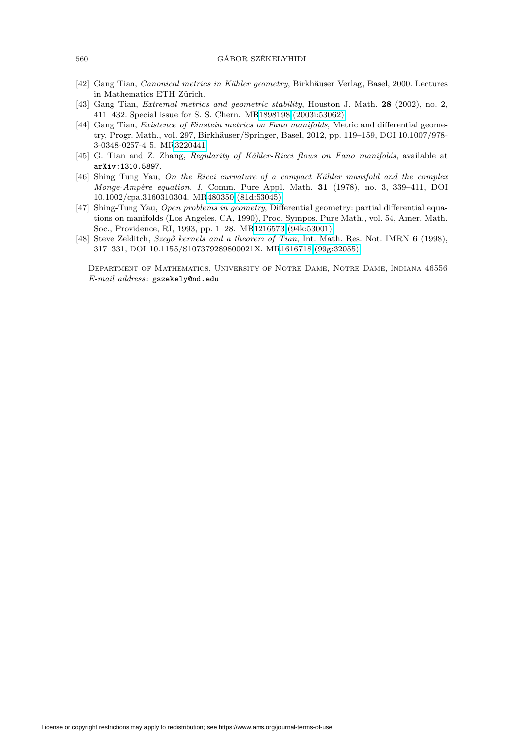[42] Gang Tian, *Canonical metrics in Kähler geometry*, Birkhäuser Verlag, Basel, 2000. Lectures in Mathematics ETH Zürich.

[43] Gang Tian, *Extremal metrics and geometric stability*, Houston J. Math. **28** (2002), no. 2, 411–432. Special issue for S. S. Chern. MR1898198 (2003i:53062)

[44] Gang Tian, *Existence of Einstein metrics on Fano manifolds*, Metric and differential geometry, Progr. Math., vol. 297, Birkhäuser/Springer, Basel, 2012, pp. 119–159, DOI 10.1007/978-3-0348-0257-4_5. MR3220441

[45] G. Tian and Z. Zhang, *Regularity of Kähler-Ricci flows on Fano manifolds*, available at arXiv:1310.5897.

[46] Shing Tung Yau, *On the Ricci curvature of a compact Kähler manifold and the complex Monge-Ampère equation. I*, Comm. Pure Appl. Math. **31** (1978), no. 3, 339–411, DOI 10.1002/cpa.3160310304. MR480350 (81d:53045)

[47] Shing-Tung Yau, *Open problems in geometry*, Differential geometry: partial differential equations on manifolds (Los Angeles, CA, 1990), Proc. Sympos. Pure Math., vol. 54, Amer. Math. Soc., Providence, RI, 1993, pp. 1–28. MR1216573 (94k:53001)

[48] Steve Zelditch, *Szegő kernels and a theorem of Tian*, Int. Math. Res. Not. IMRN **6** (1998), 317–331, DOI 10.1155/S107379289800021X. MR1616718 (99g:32055)

Department of Mathematics, University of Notre Dame, Notre Dame, Indiana 46556
*E-mail address*: gszekely@nd.edu